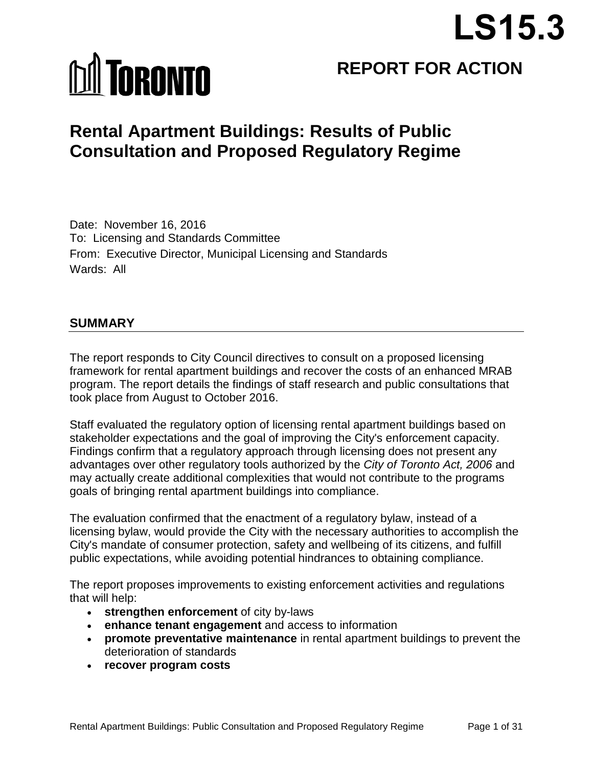LS15.3

TORONTO

# REPORT FOR ACTION

# Rental Apartment Buildings: Results of Public Consultation and Proposed Regulatory Regime

Date: November 16, 2016
To: Licensing and Standards Committee
From: Executive Director, Municipal Licensing and Standards
Wards: All

## SUMMARY

The report responds to City Council directives to consult on a proposed licensing framework for rental apartment buildings and recover the costs of an enhanced MRAB program. The report details the findings of staff research and public consultations that took place from August to October 2016.

Staff evaluated the regulatory option of licensing rental apartment buildings based on stakeholder expectations and the goal of improving the City's enforcement capacity. Findings confirm that a regulatory approach through licensing does not present any advantages over other regulatory tools authorized by the *City of Toronto Act, 2006* and may actually create additional complexities that would not contribute to the programs goals of bringing rental apartment buildings into compliance.

The evaluation confirmed that the enactment of a regulatory bylaw, instead of a licensing bylaw, would provide the City with the necessary authorities to accomplish the City's mandate of consumer protection, safety and wellbeing of its citizens, and fulfill public expectations, while avoiding potential hindrances to obtaining compliance.

The report proposes improvements to existing enforcement activities and regulations that will help:

- **strengthen enforcement** of city by-laws
- **enhance tenant engagement** and access to information
- **promote preventative maintenance** in rental apartment buildings to prevent the deterioration of standards
- **recover program costs**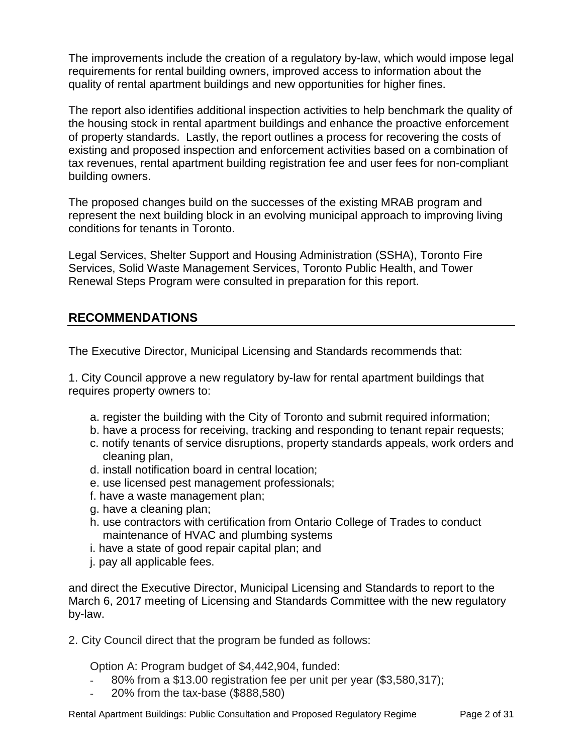The improvements include the creation of a regulatory by-law, which would impose legal requirements for rental building owners, improved access to information about the quality of rental apartment buildings and new opportunities for higher fines.

The report also identifies additional inspection activities to help benchmark the quality of the housing stock in rental apartment buildings and enhance the proactive enforcement of property standards. Lastly, the report outlines a process for recovering the costs of existing and proposed inspection and enforcement activities based on a combination of tax revenues, rental apartment building registration fee and user fees for non-compliant building owners.

The proposed changes build on the successes of the existing MRAB program and represent the next building block in an evolving municipal approach to improving living conditions for tenants in Toronto.

Legal Services, Shelter Support and Housing Administration (SSHA), Toronto Fire Services, Solid Waste Management Services, Toronto Public Health, and Tower Renewal Steps Program were consulted in preparation for this report.

## RECOMMENDATIONS

The Executive Director, Municipal Licensing and Standards recommends that:

1. City Council approve a new regulatory by-law for rental apartment buildings that requires property owners to:

   a. register the building with the City of Toronto and submit required information;
   b. have a process for receiving, tracking and responding to tenant repair requests;
   c. notify tenants of service disruptions, property standards appeals, work orders and cleaning plan,
   d. install notification board in central location;
   e. use licensed pest management professionals;
   f. have a waste management plan;
   g. have a cleaning plan;
   h. use contractors with certification from Ontario College of Trades to conduct maintenance of HVAC and plumbing systems
   i. have a state of good repair capital plan; and
   j. pay all applicable fees.

and direct the Executive Director, Municipal Licensing and Standards to report to the March 6, 2017 meeting of Licensing and Standards Committee with the new regulatory by-law.

2. City Council direct that the program be funded as follows:

   Option A: Program budget of $4,442,904, funded:
   - 80% from a $13.00 registration fee per unit per year ($3,580,317);
   - 20% from the tax-base ($888,580)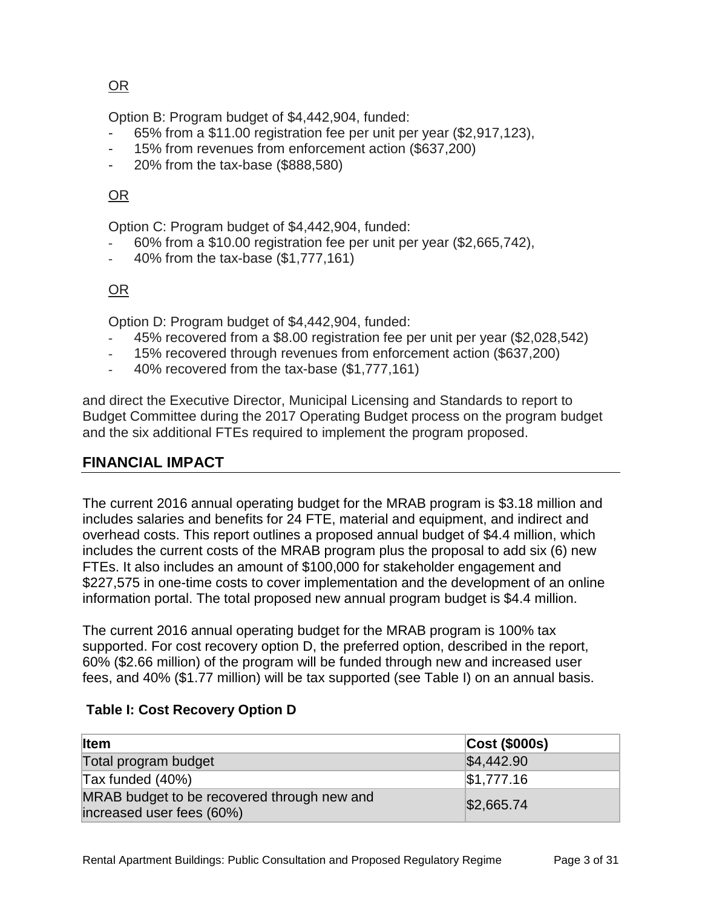OR

Option B: Program budget of $4,442,904, funded:

- 65% from a $11.00 registration fee per unit per year ($2,917,123),
- 15% from revenues from enforcement action ($637,200)
- 20% from the tax-base ($888,580)

OR

Option C: Program budget of $4,442,904, funded:

- 60% from a $10.00 registration fee per unit per year ($2,665,742),
- 40% from the tax-base ($1,777,161)

OR

Option D: Program budget of $4,442,904, funded:

- 45% recovered from a $8.00 registration fee per unit per year ($2,028,542)
- 15% recovered through revenues from enforcement action ($637,200)
- 40% recovered from the tax-base ($1,777,161)

and direct the Executive Director, Municipal Licensing and Standards to report to Budget Committee during the 2017 Operating Budget process on the program budget and the six additional FTEs required to implement the program proposed.

## FINANCIAL IMPACT

The current 2016 annual operating budget for the MRAB program is $3.18 million and includes salaries and benefits for 24 FTE, material and equipment, and indirect and overhead costs. This report outlines a proposed annual budget of $4.4 million, which includes the current costs of the MRAB program plus the proposal to add six (6) new FTEs. It also includes an amount of $100,000 for stakeholder engagement and $227,575 in one-time costs to cover implementation and the development of an online information portal. The total proposed new annual program budget is $4.4 million.

The current 2016 annual operating budget for the MRAB program is 100% tax supported. For cost recovery option D, the preferred option, described in the report, 60% ($2.66 million) of the program will be funded through new and increased user fees, and 40% ($1.77 million) will be tax supported (see Table I) on an annual basis.

**Table I: Cost Recovery Option D**

| Item | Cost ($000s) |
|---|---|
| Total program budget | $4,442.90 |
| Tax funded (40%) | $1,777.16 |
| MRAB budget to be recovered through new and increased user fees (60%) | $2,665.74 |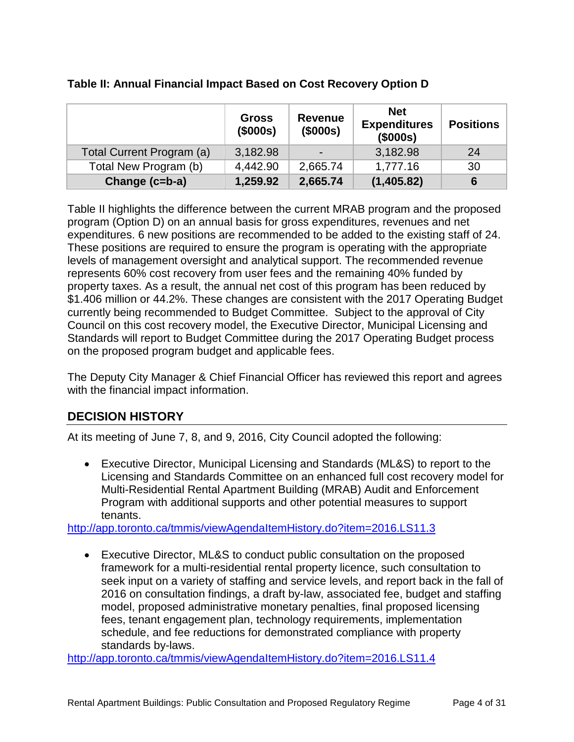**Table II: Annual Financial Impact Based on Cost Recovery Option D**

| | Gross ($000s) | Revenue ($000s) | Net Expenditures ($000s) | Positions |
|---|---|---|---|---|
| Total Current Program (a) | 3,182.98 | - | 3,182.98 | 24 |
| Total New Program (b) | 4,442.90 | 2,665.74 | 1,777.16 | 30 |
| **Change (c=b-a)** | **1,259.92** | **2,665.74** | **(1,405.82)** | **6** |

Table II highlights the difference between the current MRAB program and the proposed program (Option D) on an annual basis for gross expenditures, revenues and net expenditures. 6 new positions are recommended to be added to the existing staff of 24. These positions are required to ensure the program is operating with the appropriate levels of management oversight and analytical support. The recommended revenue represents 60% cost recovery from user fees and the remaining 40% funded by property taxes. As a result, the annual net cost of this program has been reduced by $1.406 million or 44.2%. These changes are consistent with the 2017 Operating Budget currently being recommended to Budget Committee. Subject to the approval of City Council on this cost recovery model, the Executive Director, Municipal Licensing and Standards will report to Budget Committee during the 2017 Operating Budget process on the proposed program budget and applicable fees.

The Deputy City Manager & Chief Financial Officer has reviewed this report and agrees with the financial impact information.

## DECISION HISTORY

At its meeting of June 7, 8, and 9, 2016, City Council adopted the following:

- Executive Director, Municipal Licensing and Standards (ML&S) to report to the Licensing and Standards Committee on an enhanced full cost recovery model for Multi-Residential Rental Apartment Building (MRAB) Audit and Enforcement Program with additional supports and other potential measures to support tenants.

http://app.toronto.ca/tmmis/viewAgendaItemHistory.do?item=2016.LS11.3

- Executive Director, ML&S to conduct public consultation on the proposed framework for a multi-residential rental property licence, such consultation to seek input on a variety of staffing and service levels, and report back in the fall of 2016 on consultation findings, a draft by-law, associated fee, budget and staffing model, proposed administrative monetary penalties, final proposed licensing fees, tenant engagement plan, technology requirements, implementation schedule, and fee reductions for demonstrated compliance with property standards by-laws.

http://app.toronto.ca/tmmis/viewAgendaItemHistory.do?item=2016.LS11.4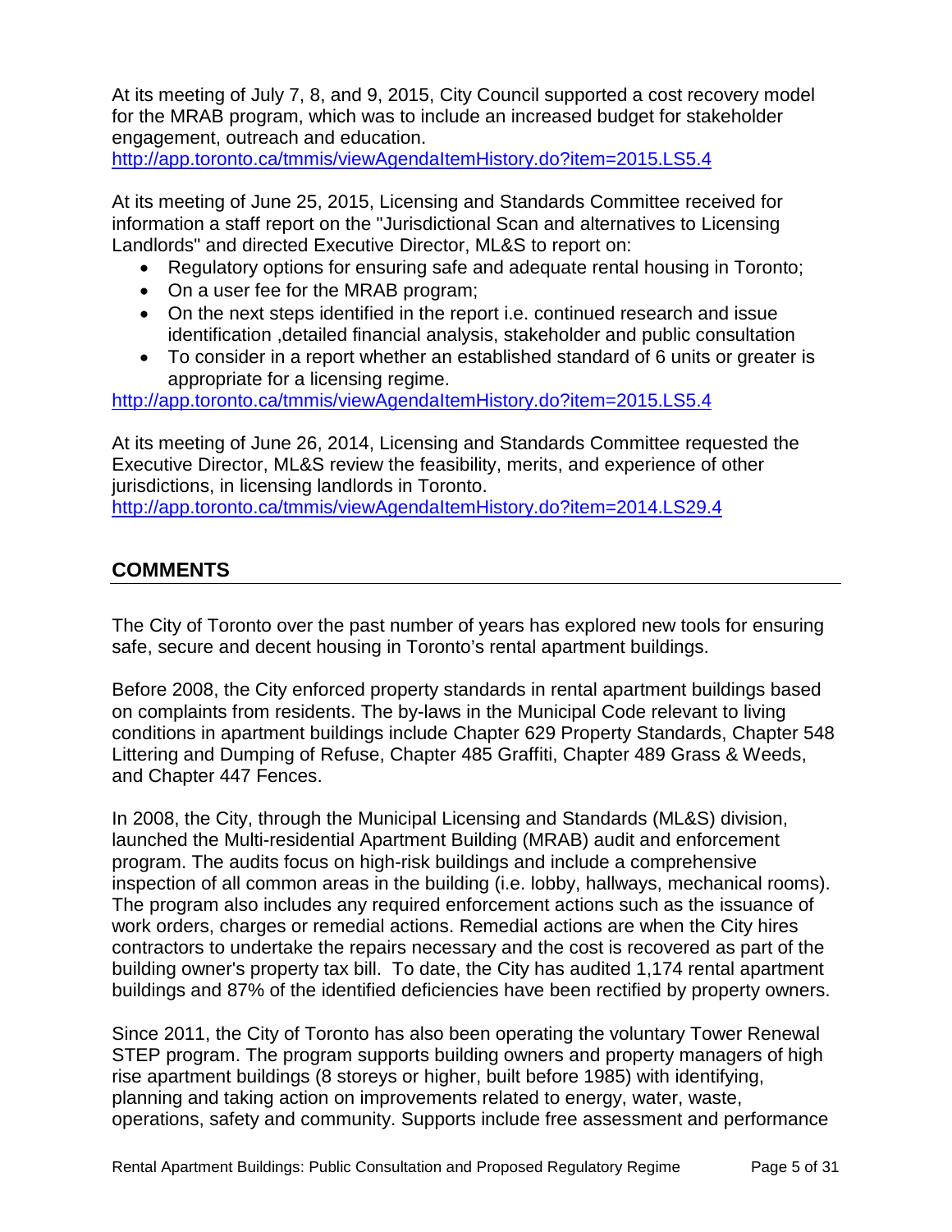At its meeting of July 7, 8, and 9, 2015, City Council supported a cost recovery model for the MRAB program, which was to include an increased budget for stakeholder engagement, outreach and education.
http://app.toronto.ca/tmmis/viewAgendaItemHistory.do?item=2015.LS5.4

At its meeting of June 25, 2015, Licensing and Standards Committee received for information a staff report on the "Jurisdictional Scan and alternatives to Licensing Landlords" and directed Executive Director, ML&S to report on:

- Regulatory options for ensuring safe and adequate rental housing in Toronto;
- On a user fee for the MRAB program;
- On the next steps identified in the report i.e. continued research and issue identification ,detailed financial analysis, stakeholder and public consultation
- To consider in a report whether an established standard of 6 units or greater is appropriate for a licensing regime.

http://app.toronto.ca/tmmis/viewAgendaItemHistory.do?item=2015.LS5.4

At its meeting of June 26, 2014, Licensing and Standards Committee requested the Executive Director, ML&S review the feasibility, merits, and experience of other jurisdictions, in licensing landlords in Toronto.
http://app.toronto.ca/tmmis/viewAgendaItemHistory.do?item=2014.LS29.4

## COMMENTS

The City of Toronto over the past number of years has explored new tools for ensuring safe, secure and decent housing in Toronto's rental apartment buildings.

Before 2008, the City enforced property standards in rental apartment buildings based on complaints from residents. The by-laws in the Municipal Code relevant to living conditions in apartment buildings include Chapter 629 Property Standards, Chapter 548 Littering and Dumping of Refuse, Chapter 485 Graffiti, Chapter 489 Grass & Weeds, and Chapter 447 Fences.

In 2008, the City, through the Municipal Licensing and Standards (ML&S) division, launched the Multi-residential Apartment Building (MRAB) audit and enforcement program. The audits focus on high-risk buildings and include a comprehensive inspection of all common areas in the building (i.e. lobby, hallways, mechanical rooms). The program also includes any required enforcement actions such as the issuance of work orders, charges or remedial actions. Remedial actions are when the City hires contractors to undertake the repairs necessary and the cost is recovered as part of the building owner's property tax bill. To date, the City has audited 1,174 rental apartment buildings and 87% of the identified deficiencies have been rectified by property owners.

Since 2011, the City of Toronto has also been operating the voluntary Tower Renewal STEP program. The program supports building owners and property managers of high rise apartment buildings (8 storeys or higher, built before 1985) with identifying, planning and taking action on improvements related to energy, water, waste, operations, safety and community. Supports include free assessment and performance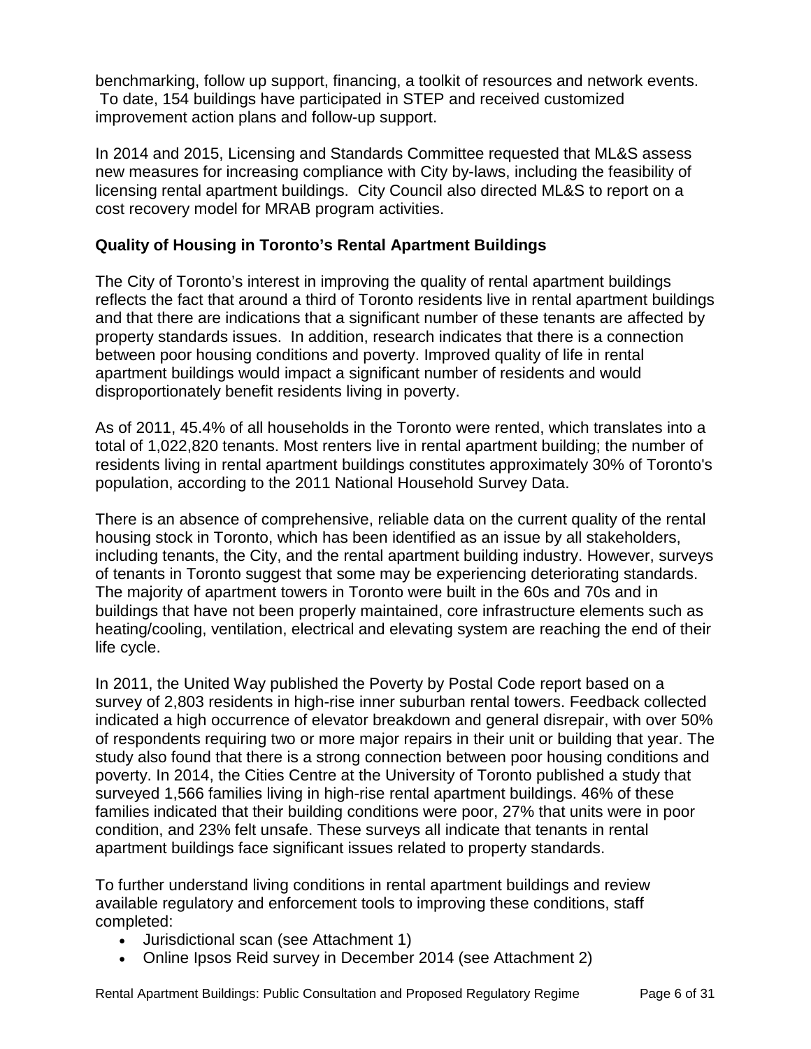benchmarking, follow up support, financing, a toolkit of resources and network events. To date, 154 buildings have participated in STEP and received customized improvement action plans and follow-up support.

In 2014 and 2015, Licensing and Standards Committee requested that ML&S assess new measures for increasing compliance with City by-laws, including the feasibility of licensing rental apartment buildings. City Council also directed ML&S to report on a cost recovery model for MRAB program activities.

**Quality of Housing in Toronto's Rental Apartment Buildings**

The City of Toronto's interest in improving the quality of rental apartment buildings reflects the fact that around a third of Toronto residents live in rental apartment buildings and that there are indications that a significant number of these tenants are affected by property standards issues. In addition, research indicates that there is a connection between poor housing conditions and poverty. Improved quality of life in rental apartment buildings would impact a significant number of residents and would disproportionately benefit residents living in poverty.

As of 2011, 45.4% of all households in the Toronto were rented, which translates into a total of 1,022,820 tenants. Most renters live in rental apartment building; the number of residents living in rental apartment buildings constitutes approximately 30% of Toronto's population, according to the 2011 National Household Survey Data.

There is an absence of comprehensive, reliable data on the current quality of the rental housing stock in Toronto, which has been identified as an issue by all stakeholders, including tenants, the City, and the rental apartment building industry. However, surveys of tenants in Toronto suggest that some may be experiencing deteriorating standards. The majority of apartment towers in Toronto were built in the 60s and 70s and in buildings that have not been properly maintained, core infrastructure elements such as heating/cooling, ventilation, electrical and elevating system are reaching the end of their life cycle.

In 2011, the United Way published the Poverty by Postal Code report based on a survey of 2,803 residents in high-rise inner suburban rental towers. Feedback collected indicated a high occurrence of elevator breakdown and general disrepair, with over 50% of respondents requiring two or more major repairs in their unit or building that year. The study also found that there is a strong connection between poor housing conditions and poverty. In 2014, the Cities Centre at the University of Toronto published a study that surveyed 1,566 families living in high-rise rental apartment buildings. 46% of these families indicated that their building conditions were poor, 27% that units were in poor condition, and 23% felt unsafe. These surveys all indicate that tenants in rental apartment buildings face significant issues related to property standards.

To further understand living conditions in rental apartment buildings and review available regulatory and enforcement tools to improving these conditions, staff completed:

- Jurisdictional scan (see Attachment 1)
- Online Ipsos Reid survey in December 2014 (see Attachment 2)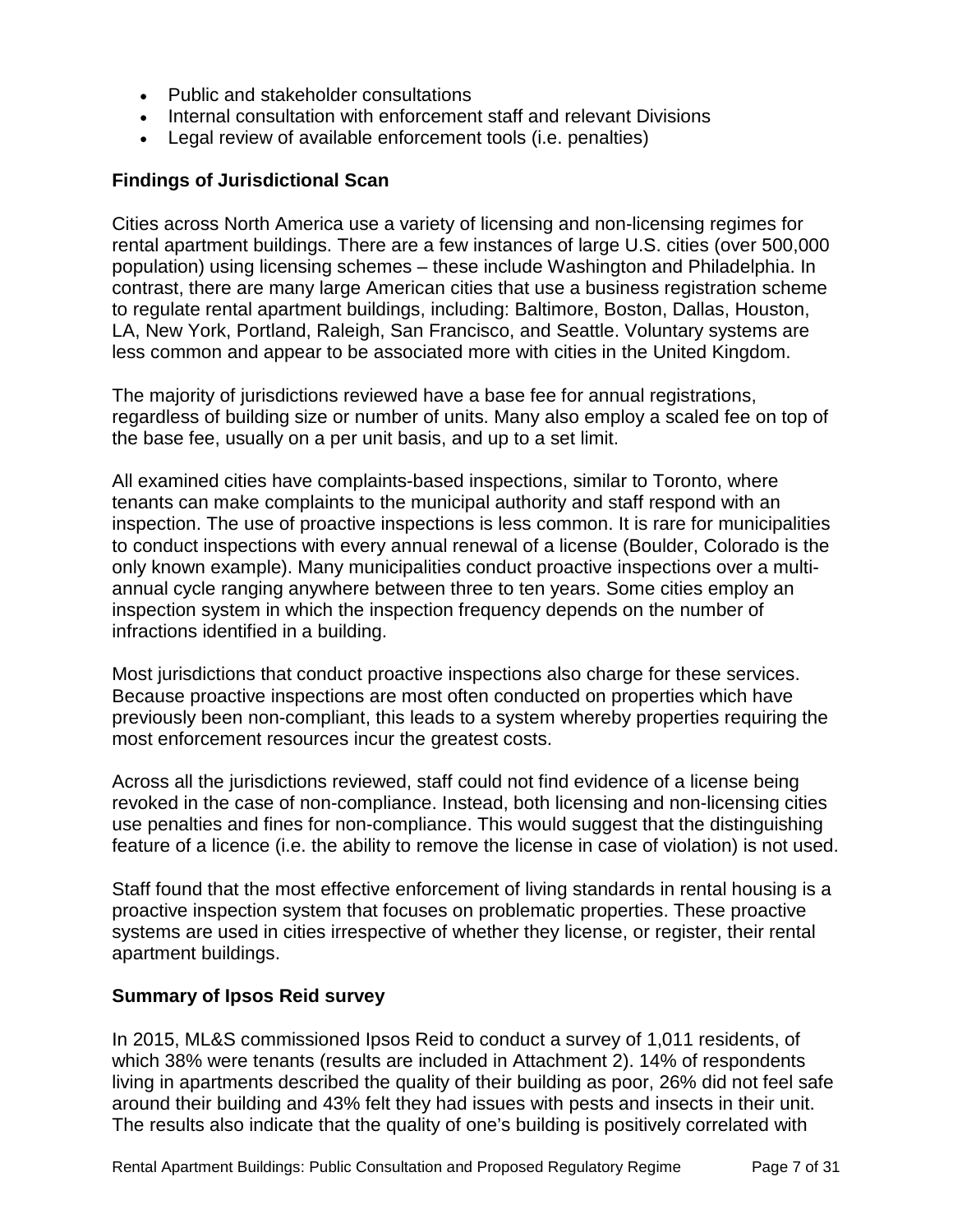- Public and stakeholder consultations
- Internal consultation with enforcement staff and relevant Divisions
- Legal review of available enforcement tools (i.e. penalties)

**Findings of Jurisdictional Scan**

Cities across North America use a variety of licensing and non-licensing regimes for rental apartment buildings. There are a few instances of large U.S. cities (over 500,000 population) using licensing schemes – these include Washington and Philadelphia. In contrast, there are many large American cities that use a business registration scheme to regulate rental apartment buildings, including: Baltimore, Boston, Dallas, Houston, LA, New York, Portland, Raleigh, San Francisco, and Seattle. Voluntary systems are less common and appear to be associated more with cities in the United Kingdom.

The majority of jurisdictions reviewed have a base fee for annual registrations, regardless of building size or number of units. Many also employ a scaled fee on top of the base fee, usually on a per unit basis, and up to a set limit.

All examined cities have complaints-based inspections, similar to Toronto, where tenants can make complaints to the municipal authority and staff respond with an inspection. The use of proactive inspections is less common. It is rare for municipalities to conduct inspections with every annual renewal of a license (Boulder, Colorado is the only known example). Many municipalities conduct proactive inspections over a multi-annual cycle ranging anywhere between three to ten years. Some cities employ an inspection system in which the inspection frequency depends on the number of infractions identified in a building.

Most jurisdictions that conduct proactive inspections also charge for these services. Because proactive inspections are most often conducted on properties which have previously been non-compliant, this leads to a system whereby properties requiring the most enforcement resources incur the greatest costs.

Across all the jurisdictions reviewed, staff could not find evidence of a license being revoked in the case of non-compliance. Instead, both licensing and non-licensing cities use penalties and fines for non-compliance. This would suggest that the distinguishing feature of a licence (i.e. the ability to remove the license in case of violation) is not used.

Staff found that the most effective enforcement of living standards in rental housing is a proactive inspection system that focuses on problematic properties. These proactive systems are used in cities irrespective of whether they license, or register, their rental apartment buildings.

**Summary of Ipsos Reid survey**

In 2015, ML&S commissioned Ipsos Reid to conduct a survey of 1,011 residents, of which 38% were tenants (results are included in Attachment 2). 14% of respondents living in apartments described the quality of their building as poor, 26% did not feel safe around their building and 43% felt they had issues with pests and insects in their unit. The results also indicate that the quality of one's building is positively correlated with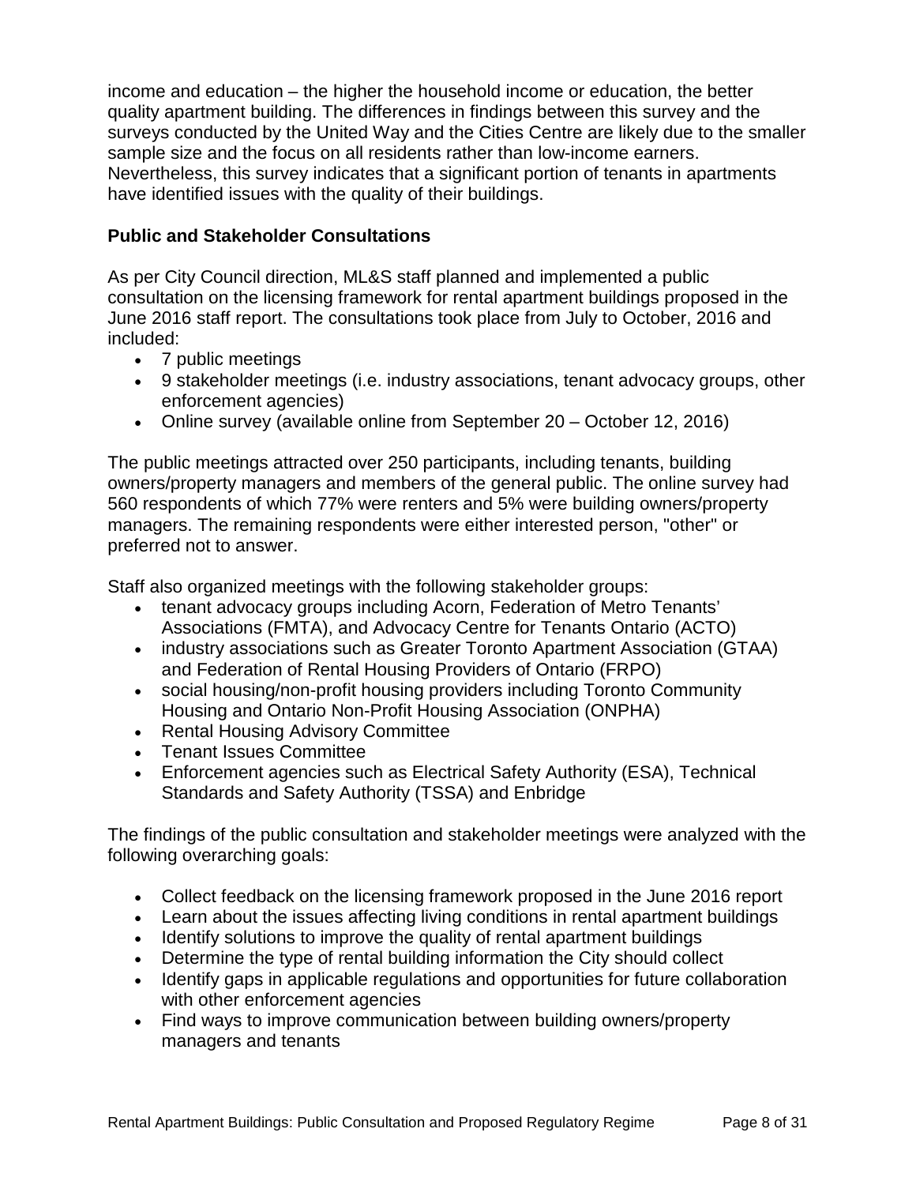income and education – the higher the household income or education, the better quality apartment building. The differences in findings between this survey and the surveys conducted by the United Way and the Cities Centre are likely due to the smaller sample size and the focus on all residents rather than low-income earners. Nevertheless, this survey indicates that a significant portion of tenants in apartments have identified issues with the quality of their buildings.

**Public and Stakeholder Consultations**

As per City Council direction, ML&S staff planned and implemented a public consultation on the licensing framework for rental apartment buildings proposed in the June 2016 staff report. The consultations took place from July to October, 2016 and included:

- 7 public meetings
- 9 stakeholder meetings (i.e. industry associations, tenant advocacy groups, other enforcement agencies)
- Online survey (available online from September 20 – October 12, 2016)

The public meetings attracted over 250 participants, including tenants, building owners/property managers and members of the general public. The online survey had 560 respondents of which 77% were renters and 5% were building owners/property managers. The remaining respondents were either interested person, "other" or preferred not to answer.

Staff also organized meetings with the following stakeholder groups:

- tenant advocacy groups including Acorn, Federation of Metro Tenants' Associations (FMTA), and Advocacy Centre for Tenants Ontario (ACTO)
- industry associations such as Greater Toronto Apartment Association (GTAA) and Federation of Rental Housing Providers of Ontario (FRPO)
- social housing/non-profit housing providers including Toronto Community Housing and Ontario Non-Profit Housing Association (ONPHA)
- Rental Housing Advisory Committee
- Tenant Issues Committee
- Enforcement agencies such as Electrical Safety Authority (ESA), Technical Standards and Safety Authority (TSSA) and Enbridge

The findings of the public consultation and stakeholder meetings were analyzed with the following overarching goals:

- Collect feedback on the licensing framework proposed in the June 2016 report
- Learn about the issues affecting living conditions in rental apartment buildings
- Identify solutions to improve the quality of rental apartment buildings
- Determine the type of rental building information the City should collect
- Identify gaps in applicable regulations and opportunities for future collaboration with other enforcement agencies
- Find ways to improve communication between building owners/property managers and tenants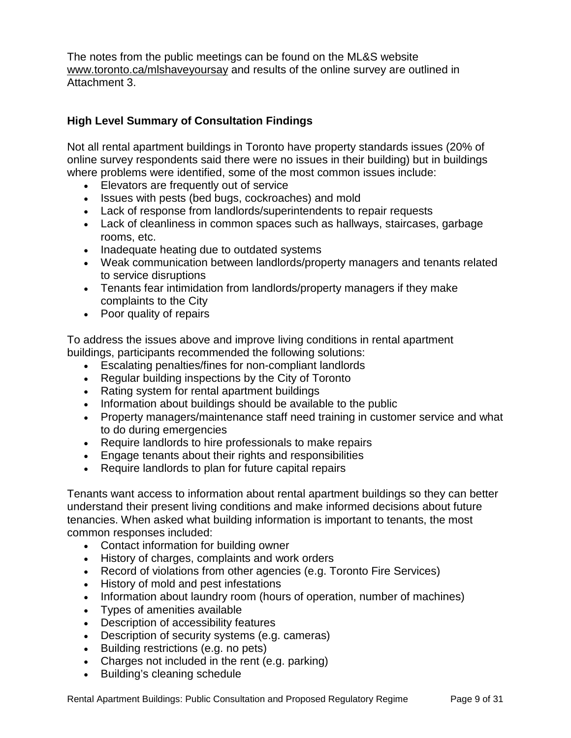The notes from the public meetings can be found on the ML&S website www.toronto.ca/mlshaveyoursay and results of the online survey are outlined in Attachment 3.

**High Level Summary of Consultation Findings**

Not all rental apartment buildings in Toronto have property standards issues (20% of online survey respondents said there were no issues in their building) but in buildings where problems were identified, some of the most common issues include:

- Elevators are frequently out of service
- Issues with pests (bed bugs, cockroaches) and mold
- Lack of response from landlords/superintendents to repair requests
- Lack of cleanliness in common spaces such as hallways, staircases, garbage rooms, etc.
- Inadequate heating due to outdated systems
- Weak communication between landlords/property managers and tenants related to service disruptions
- Tenants fear intimidation from landlords/property managers if they make complaints to the City
- Poor quality of repairs

To address the issues above and improve living conditions in rental apartment buildings, participants recommended the following solutions:

- Escalating penalties/fines for non-compliant landlords
- Regular building inspections by the City of Toronto
- Rating system for rental apartment buildings
- Information about buildings should be available to the public
- Property managers/maintenance staff need training in customer service and what to do during emergencies
- Require landlords to hire professionals to make repairs
- Engage tenants about their rights and responsibilities
- Require landlords to plan for future capital repairs

Tenants want access to information about rental apartment buildings so they can better understand their present living conditions and make informed decisions about future tenancies. When asked what building information is important to tenants, the most common responses included:

- Contact information for building owner
- History of charges, complaints and work orders
- Record of violations from other agencies (e.g. Toronto Fire Services)
- History of mold and pest infestations
- Information about laundry room (hours of operation, number of machines)
- Types of amenities available
- Description of accessibility features
- Description of security systems (e.g. cameras)
- Building restrictions (e.g. no pets)
- Charges not included in the rent (e.g. parking)
- Building's cleaning schedule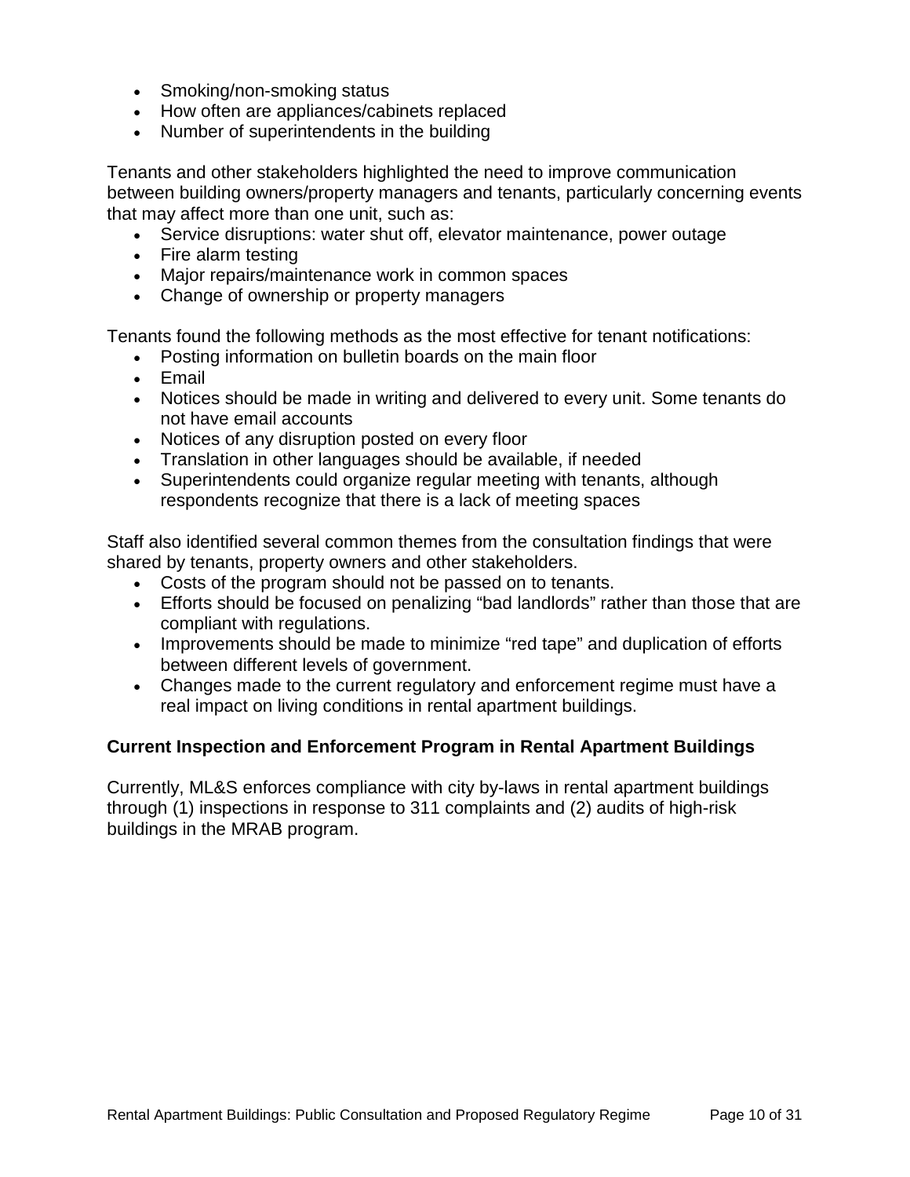- Smoking/non-smoking status
- How often are appliances/cabinets replaced
- Number of superintendents in the building

Tenants and other stakeholders highlighted the need to improve communication between building owners/property managers and tenants, particularly concerning events that may affect more than one unit, such as:

- Service disruptions: water shut off, elevator maintenance, power outage
- Fire alarm testing
- Major repairs/maintenance work in common spaces
- Change of ownership or property managers

Tenants found the following methods as the most effective for tenant notifications:

- Posting information on bulletin boards on the main floor
- Email
- Notices should be made in writing and delivered to every unit. Some tenants do not have email accounts
- Notices of any disruption posted on every floor
- Translation in other languages should be available, if needed
- Superintendents could organize regular meeting with tenants, although respondents recognize that there is a lack of meeting spaces

Staff also identified several common themes from the consultation findings that were shared by tenants, property owners and other stakeholders.

- Costs of the program should not be passed on to tenants.
- Efforts should be focused on penalizing "bad landlords" rather than those that are compliant with regulations.
- Improvements should be made to minimize "red tape" and duplication of efforts between different levels of government.
- Changes made to the current regulatory and enforcement regime must have a real impact on living conditions in rental apartment buildings.

**Current Inspection and Enforcement Program in Rental Apartment Buildings**

Currently, ML&S enforces compliance with city by-laws in rental apartment buildings through (1) inspections in response to 311 complaints and (2) audits of high-risk buildings in the MRAB program.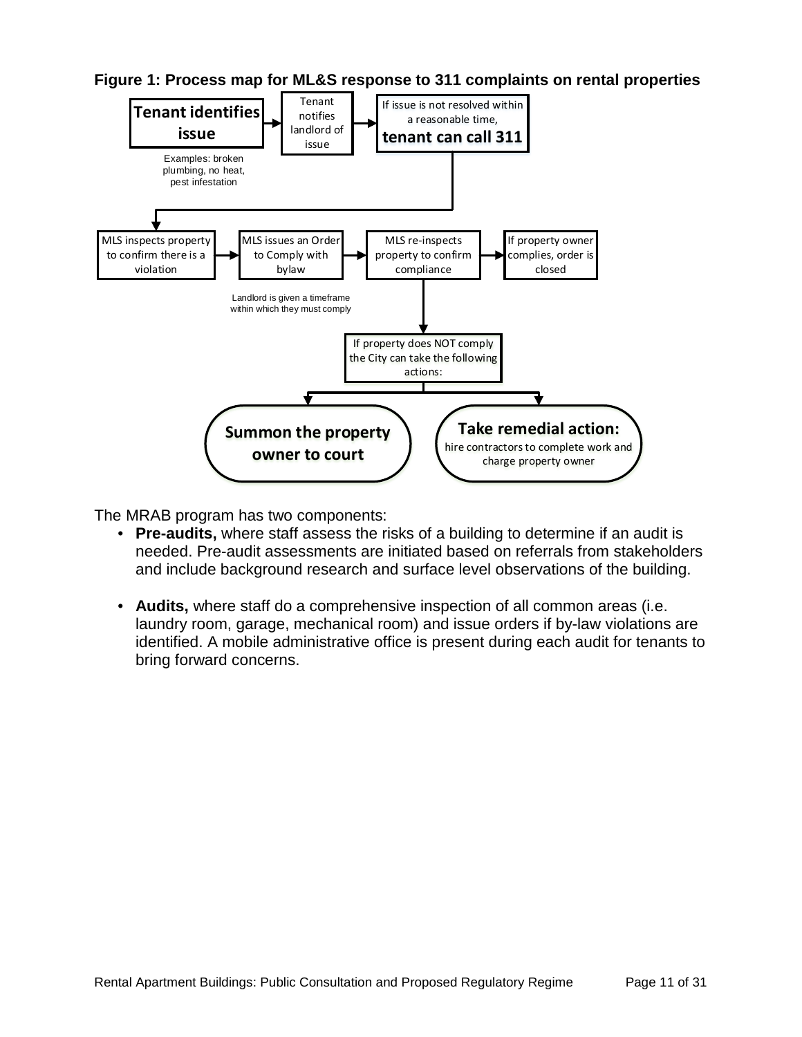**Figure 1: Process map for ML&S response to 311 complaints on rental properties**

**Tenant identifies issue**

Examples: broken plumbing, no heat, pest infestation

Tenant notifies landlord of issue

If issue is not resolved within a reasonable time, **tenant can call 311**

MLS inspects property to confirm there is a violation

MLS issues an Order to Comply with bylaw

Landlord is given a timeframe within which they must comply

MLS re-inspects property to confirm compliance

If property owner complies, order is closed

If property does NOT comply the City can take the following actions:

**Summon the property owner to court**

**Take remedial action:** hire contractors to complete work and charge property owner

The MRAB program has two components:

- **Pre-audits,** where staff assess the risks of a building to determine if an audit is needed. Pre-audit assessments are initiated based on referrals from stakeholders and include background research and surface level observations of the building.

- **Audits,** where staff do a comprehensive inspection of all common areas (i.e. laundry room, garage, mechanical room) and issue orders if by-law violations are identified. A mobile administrative office is present during each audit for tenants to bring forward concerns.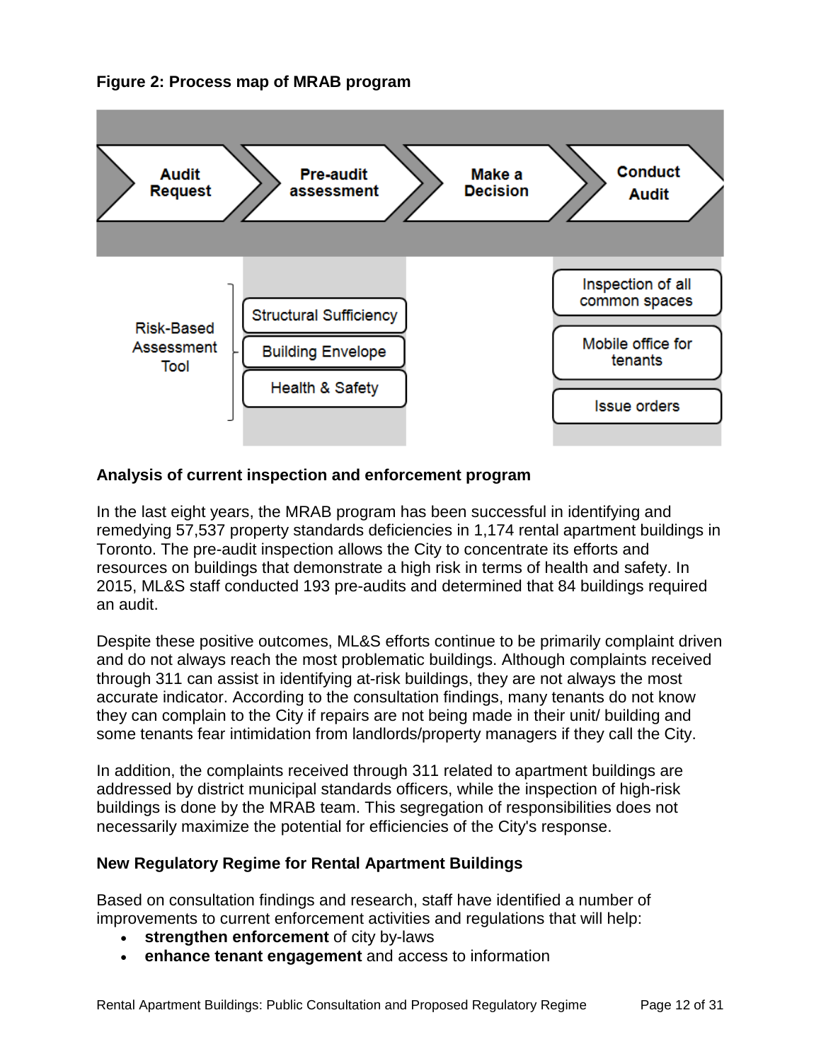**Figure 2: Process map of MRAB program**

Audit Request → Pre-audit assessment → Make a Decision → Conduct Audit

Risk-Based Assessment Tool:
- Structural Sufficiency
- Building Envelope
- Health & Safety

Conduct Audit:
- Inspection of all common spaces
- Mobile office for tenants
- Issue orders

**Analysis of current inspection and enforcement program**

In the last eight years, the MRAB program has been successful in identifying and remedying 57,537 property standards deficiencies in 1,174 rental apartment buildings in Toronto. The pre-audit inspection allows the City to concentrate its efforts and resources on buildings that demonstrate a high risk in terms of health and safety. In 2015, ML&S staff conducted 193 pre-audits and determined that 84 buildings required an audit.

Despite these positive outcomes, ML&S efforts continue to be primarily complaint driven and do not always reach the most problematic buildings. Although complaints received through 311 can assist in identifying at-risk buildings, they are not always the most accurate indicator. According to the consultation findings, many tenants do not know they can complain to the City if repairs are not being made in their unit/ building and some tenants fear intimidation from landlords/property managers if they call the City.

In addition, the complaints received through 311 related to apartment buildings are addressed by district municipal standards officers, while the inspection of high-risk buildings is done by the MRAB team. This segregation of responsibilities does not necessarily maximize the potential for efficiencies of the City's response.

**New Regulatory Regime for Rental Apartment Buildings**

Based on consultation findings and research, staff have identified a number of improvements to current enforcement activities and regulations that will help:

- **strengthen enforcement** of city by-laws
- **enhance tenant engagement** and access to information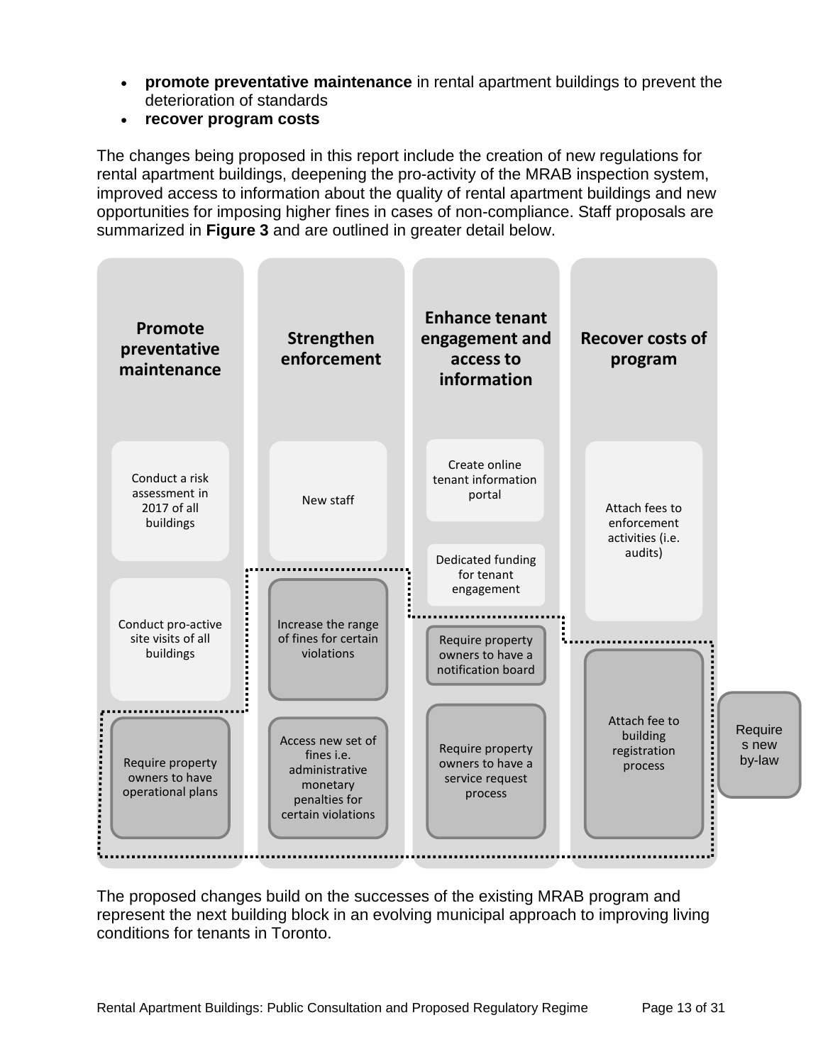- **promote preventative maintenance** in rental apartment buildings to prevent the deterioration of standards
- **recover program costs**

The changes being proposed in this report include the creation of new regulations for rental apartment buildings, deepening the pro-activity of the MRAB inspection system, improved access to information about the quality of rental apartment buildings and new opportunities for imposing higher fines in cases of non-compliance. Staff proposals are summarized in **Figure 3** and are outlined in greater detail below.

| Promote preventative maintenance | Strengthen enforcement | Enhance tenant engagement and access to information | Recover costs of program |
|---|---|---|---|
| Conduct a risk assessment in 2017 of all buildings | New staff | Create online tenant information portal | Attach fees to enforcement activities (i.e. audits) |
| Conduct pro-active site visits of all buildings | Increase the range of fines for certain violations | Dedicated funding for tenant engagement | Attach fee to building registration process |
| Require property owners to have operational plans | Access new set of fines i.e. administrative monetary penalties for certain violations | Require property owners to have a notification board | |
| | | Require property owners to have a service request process | |

Requires new by-law

The proposed changes build on the successes of the existing MRAB program and represent the next building block in an evolving municipal approach to improving living conditions for tenants in Toronto.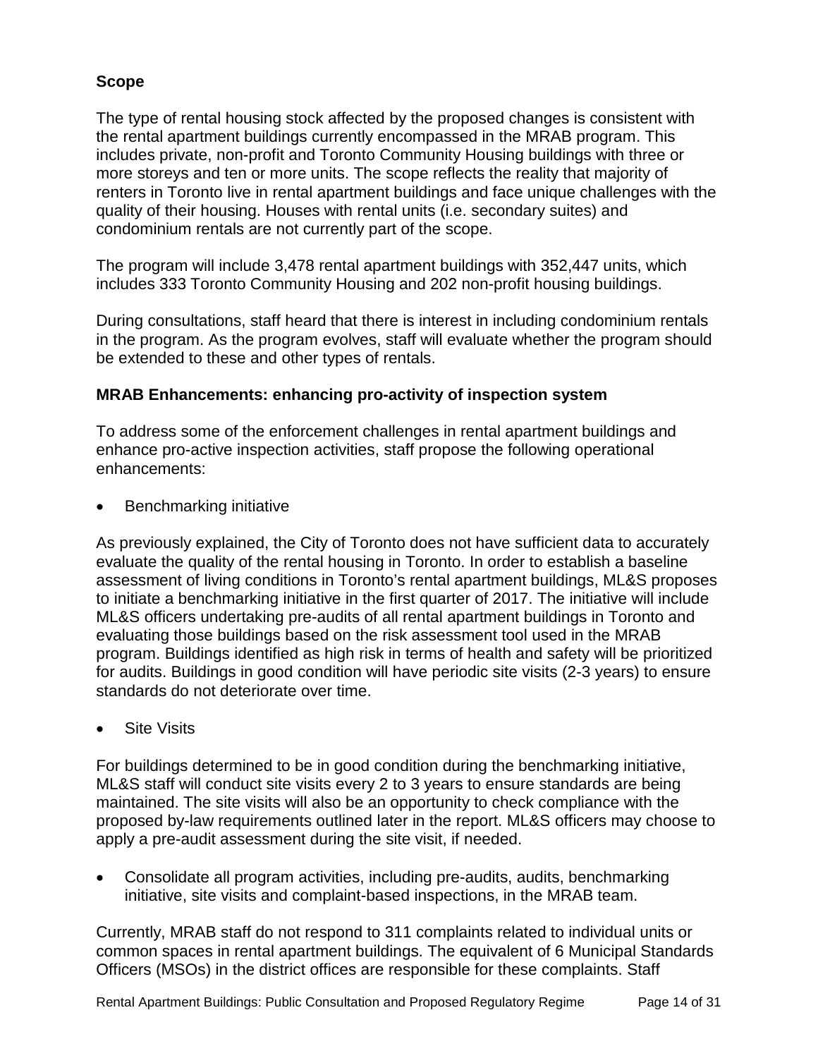**Scope**

The type of rental housing stock affected by the proposed changes is consistent with the rental apartment buildings currently encompassed in the MRAB program. This includes private, non-profit and Toronto Community Housing buildings with three or more storeys and ten or more units. The scope reflects the reality that majority of renters in Toronto live in rental apartment buildings and face unique challenges with the quality of their housing. Houses with rental units (i.e. secondary suites) and condominium rentals are not currently part of the scope.

The program will include 3,478 rental apartment buildings with 352,447 units, which includes 333 Toronto Community Housing and 202 non-profit housing buildings.

During consultations, staff heard that there is interest in including condominium rentals in the program. As the program evolves, staff will evaluate whether the program should be extended to these and other types of rentals.

**MRAB Enhancements: enhancing pro-activity of inspection system**

To address some of the enforcement challenges in rental apartment buildings and enhance pro-active inspection activities, staff propose the following operational enhancements:

- Benchmarking initiative

As previously explained, the City of Toronto does not have sufficient data to accurately evaluate the quality of the rental housing in Toronto. In order to establish a baseline assessment of living conditions in Toronto's rental apartment buildings, ML&S proposes to initiate a benchmarking initiative in the first quarter of 2017. The initiative will include ML&S officers undertaking pre-audits of all rental apartment buildings in Toronto and evaluating those buildings based on the risk assessment tool used in the MRAB program. Buildings identified as high risk in terms of health and safety will be prioritized for audits. Buildings in good condition will have periodic site visits (2-3 years) to ensure standards do not deteriorate over time.

- Site Visits

For buildings determined to be in good condition during the benchmarking initiative, ML&S staff will conduct site visits every 2 to 3 years to ensure standards are being maintained. The site visits will also be an opportunity to check compliance with the proposed by-law requirements outlined later in the report. ML&S officers may choose to apply a pre-audit assessment during the site visit, if needed.

- Consolidate all program activities, including pre-audits, audits, benchmarking initiative, site visits and complaint-based inspections, in the MRAB team.

Currently, MRAB staff do not respond to 311 complaints related to individual units or common spaces in rental apartment buildings. The equivalent of 6 Municipal Standards Officers (MSOs) in the district offices are responsible for these complaints. Staff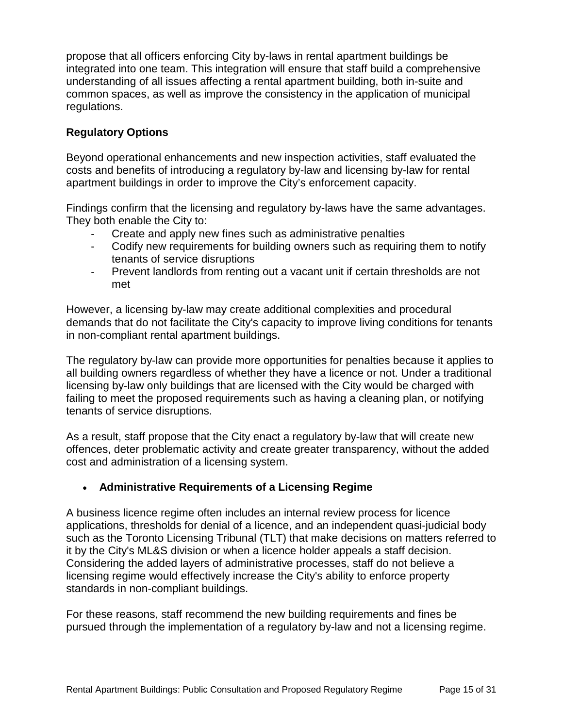propose that all officers enforcing City by-laws in rental apartment buildings be integrated into one team. This integration will ensure that staff build a comprehensive understanding of all issues affecting a rental apartment building, both in-suite and common spaces, as well as improve the consistency in the application of municipal regulations.

**Regulatory Options**

Beyond operational enhancements and new inspection activities, staff evaluated the costs and benefits of introducing a regulatory by-law and licensing by-law for rental apartment buildings in order to improve the City's enforcement capacity.

Findings confirm that the licensing and regulatory by-laws have the same advantages. They both enable the City to:

- Create and apply new fines such as administrative penalties
- Codify new requirements for building owners such as requiring them to notify tenants of service disruptions
- Prevent landlords from renting out a vacant unit if certain thresholds are not met

However, a licensing by-law may create additional complexities and procedural demands that do not facilitate the City's capacity to improve living conditions for tenants in non-compliant rental apartment buildings.

The regulatory by-law can provide more opportunities for penalties because it applies to all building owners regardless of whether they have a licence or not. Under a traditional licensing by-law only buildings that are licensed with the City would be charged with failing to meet the proposed requirements such as having a cleaning plan, or notifying tenants of service disruptions.

As a result, staff propose that the City enact a regulatory by-law that will create new offences, deter problematic activity and create greater transparency, without the added cost and administration of a licensing system.

- **Administrative Requirements of a Licensing Regime**

A business licence regime often includes an internal review process for licence applications, thresholds for denial of a licence, and an independent quasi-judicial body such as the Toronto Licensing Tribunal (TLT) that make decisions on matters referred to it by the City's ML&S division or when a licence holder appeals a staff decision. Considering the added layers of administrative processes, staff do not believe a licensing regime would effectively increase the City's ability to enforce property standards in non-compliant buildings.

For these reasons, staff recommend the new building requirements and fines be pursued through the implementation of a regulatory by-law and not a licensing regime.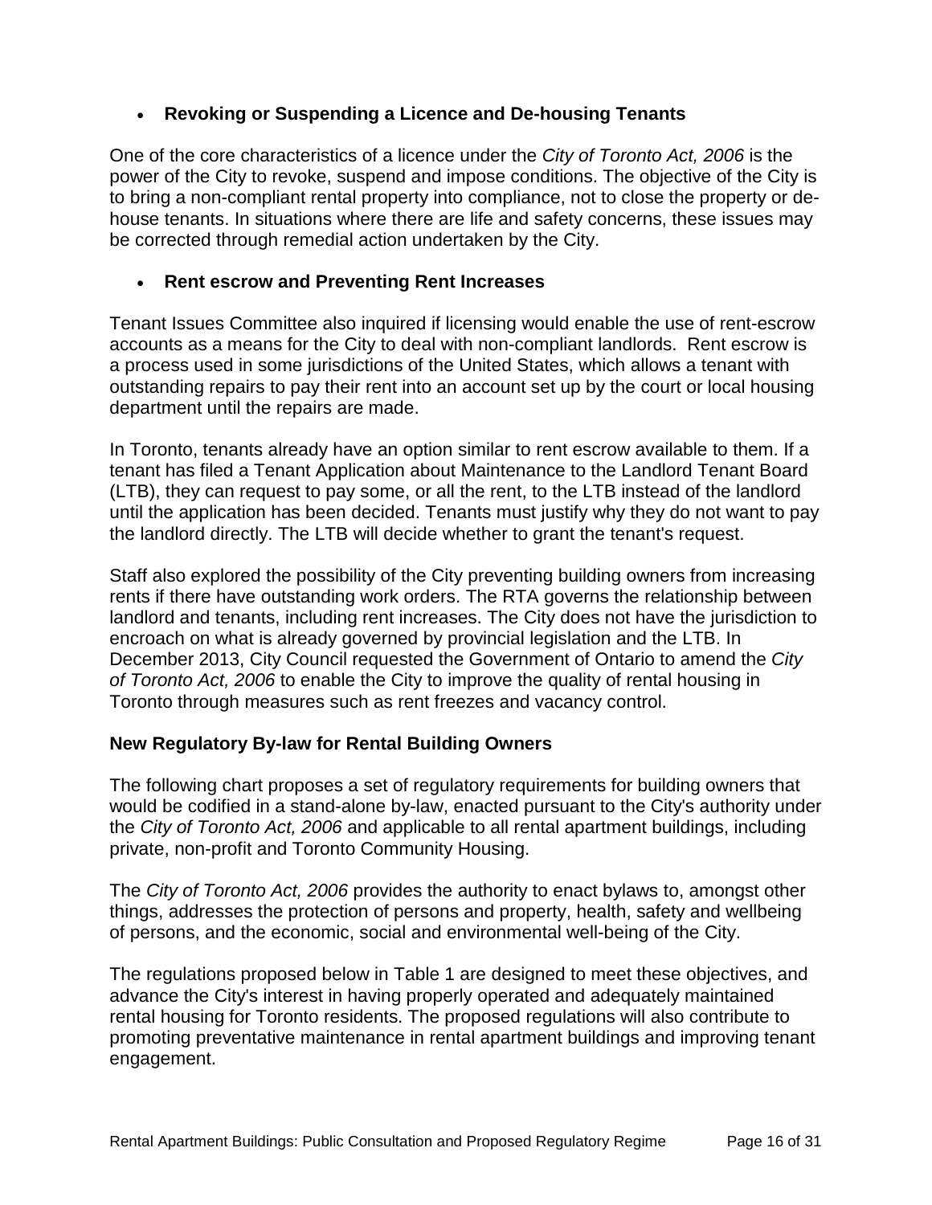- **Revoking or Suspending a Licence and De-housing Tenants**

One of the core characteristics of a licence under the *City of Toronto Act, 2006* is the power of the City to revoke, suspend and impose conditions. The objective of the City is to bring a non-compliant rental property into compliance, not to close the property or de-house tenants. In situations where there are life and safety concerns, these issues may be corrected through remedial action undertaken by the City.

- **Rent escrow and Preventing Rent Increases**

Tenant Issues Committee also inquired if licensing would enable the use of rent-escrow accounts as a means for the City to deal with non-compliant landlords. Rent escrow is a process used in some jurisdictions of the United States, which allows a tenant with outstanding repairs to pay their rent into an account set up by the court or local housing department until the repairs are made.

In Toronto, tenants already have an option similar to rent escrow available to them. If a tenant has filed a Tenant Application about Maintenance to the Landlord Tenant Board (LTB), they can request to pay some, or all the rent, to the LTB instead of the landlord until the application has been decided. Tenants must justify why they do not want to pay the landlord directly. The LTB will decide whether to grant the tenant's request.

Staff also explored the possibility of the City preventing building owners from increasing rents if there have outstanding work orders. The RTA governs the relationship between landlord and tenants, including rent increases. The City does not have the jurisdiction to encroach on what is already governed by provincial legislation and the LTB. In December 2013, City Council requested the Government of Ontario to amend the *City of Toronto Act, 2006* to enable the City to improve the quality of rental housing in Toronto through measures such as rent freezes and vacancy control.

**New Regulatory By-law for Rental Building Owners**

The following chart proposes a set of regulatory requirements for building owners that would be codified in a stand-alone by-law, enacted pursuant to the City's authority under the *City of Toronto Act, 2006* and applicable to all rental apartment buildings, including private, non-profit and Toronto Community Housing.

The *City of Toronto Act, 2006* provides the authority to enact bylaws to, amongst other things, addresses the protection of persons and property, health, safety and wellbeing of persons, and the economic, social and environmental well-being of the City.

The regulations proposed below in Table 1 are designed to meet these objectives, and advance the City's interest in having properly operated and adequately maintained rental housing for Toronto residents. The proposed regulations will also contribute to promoting preventative maintenance in rental apartment buildings and improving tenant engagement.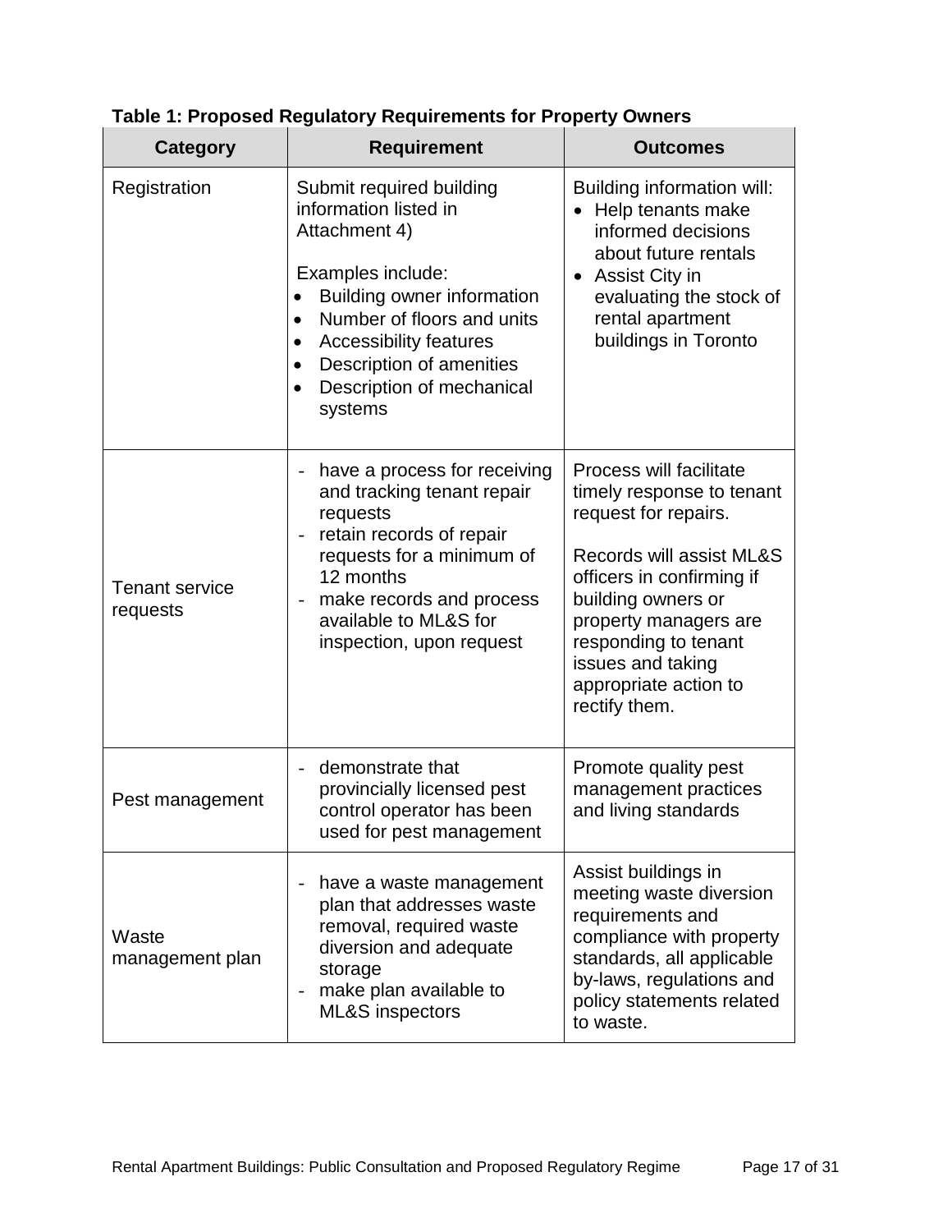**Table 1: Proposed Regulatory Requirements for Property Owners**

| Category | Requirement | Outcomes |
|---|---|---|
| Registration | Submit required building information listed in Attachment 4)<br><br>Examples include:<br>• Building owner information<br>• Number of floors and units<br>• Accessibility features<br>• Description of amenities<br>• Description of mechanical systems | Building information will:<br>• Help tenants make informed decisions about future rentals<br>• Assist City in evaluating the stock of rental apartment buildings in Toronto |
| Tenant service requests | - have a process for receiving and tracking tenant repair requests<br>- retain records of repair requests for a minimum of 12 months<br>- make records and process available to ML&S for inspection, upon request | Process will facilitate timely response to tenant request for repairs.<br><br>Records will assist ML&S officers in confirming if building owners or property managers are responding to tenant issues and taking appropriate action to rectify them. |
| Pest management | - demonstrate that provincially licensed pest control operator has been used for pest management | Promote quality pest management practices and living standards |
| Waste management plan | - have a waste management plan that addresses waste removal, required waste diversion and adequate storage<br>- make plan available to ML&S inspectors | Assist buildings in meeting waste diversion requirements and compliance with property standards, all applicable by-laws, regulations and policy statements related to waste. |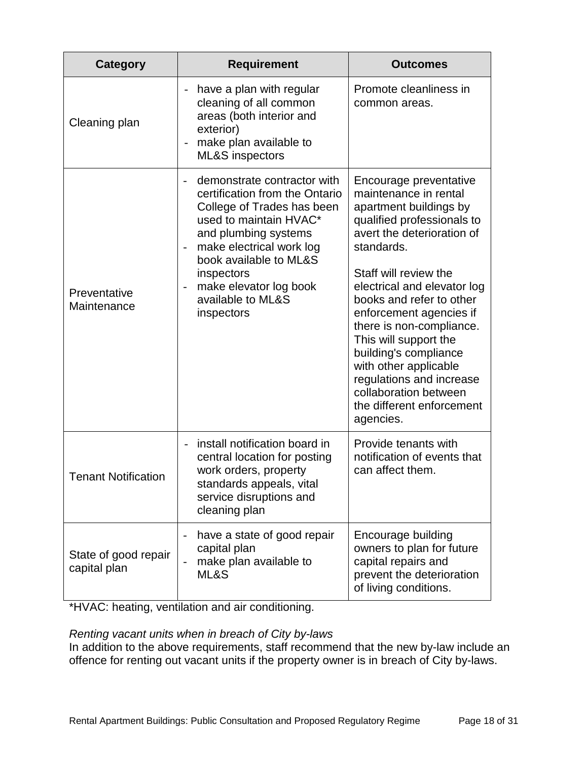| Category | Requirement | Outcomes |
|---|---|---|
| Cleaning plan | - have a plan with regular cleaning of all common areas (both interior and exterior)<br>- make plan available to ML&S inspectors | Promote cleanliness in common areas. |
| Preventative Maintenance | - demonstrate contractor with certification from the Ontario College of Trades has been used to maintain HVAC* and plumbing systems<br>- make electrical work log book available to ML&S inspectors<br>- make elevator log book available to ML&S inspectors | Encourage preventative maintenance in rental apartment buildings by qualified professionals to avert the deterioration of standards.<br><br>Staff will review the electrical and elevator log books and refer to other enforcement agencies if there is non-compliance. This will support the building's compliance with other applicable regulations and increase collaboration between the different enforcement agencies. |
| Tenant Notification | - install notification board in central location for posting work orders, property standards appeals, vital service disruptions and cleaning plan | Provide tenants with notification of events that can affect them. |
| State of good repair capital plan | - have a state of good repair capital plan<br>- make plan available to ML&S | Encourage building owners to plan for future capital repairs and prevent the deterioration of living conditions. |

*HVAC: heating, ventilation and air conditioning.

*Renting vacant units when in breach of City by-laws*

In addition to the above requirements, staff recommend that the new by-law include an offence for renting out vacant units if the property owner is in breach of City by-laws.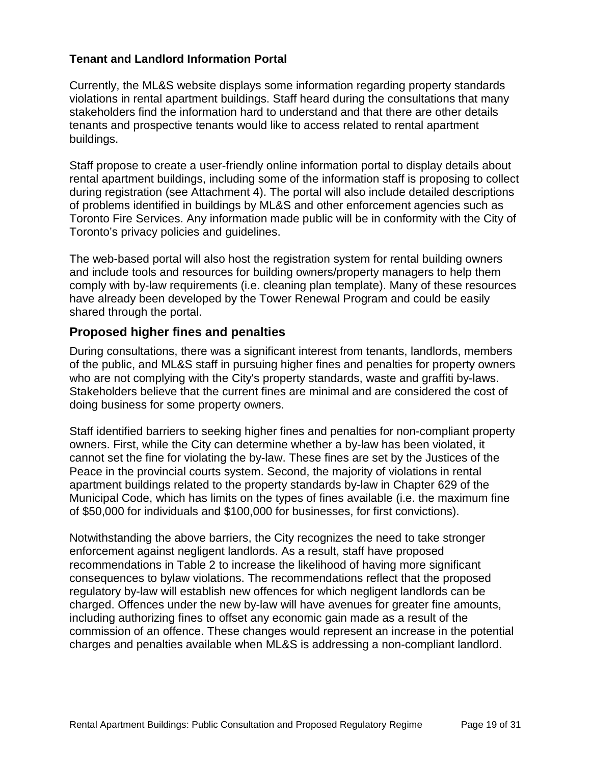### Tenant and Landlord Information Portal

Currently, the ML&S website displays some information regarding property standards violations in rental apartment buildings. Staff heard during the consultations that many stakeholders find the information hard to understand and that there are other details tenants and prospective tenants would like to access related to rental apartment buildings.

Staff propose to create a user-friendly online information portal to display details about rental apartment buildings, including some of the information staff is proposing to collect during registration (see Attachment 4). The portal will also include detailed descriptions of problems identified in buildings by ML&S and other enforcement agencies such as Toronto Fire Services. Any information made public will be in conformity with the City of Toronto's privacy policies and guidelines.

The web-based portal will also host the registration system for rental building owners and include tools and resources for building owners/property managers to help them comply with by-law requirements (i.e. cleaning plan template). Many of these resources have already been developed by the Tower Renewal Program and could be easily shared through the portal.

## Proposed higher fines and penalties

During consultations, there was a significant interest from tenants, landlords, members of the public, and ML&S staff in pursuing higher fines and penalties for property owners who are not complying with the City's property standards, waste and graffiti by-laws. Stakeholders believe that the current fines are minimal and are considered the cost of doing business for some property owners.

Staff identified barriers to seeking higher fines and penalties for non-compliant property owners. First, while the City can determine whether a by-law has been violated, it cannot set the fine for violating the by-law. These fines are set by the Justices of the Peace in the provincial courts system. Second, the majority of violations in rental apartment buildings related to the property standards by-law in Chapter 629 of the Municipal Code, which has limits on the types of fines available (i.e. the maximum fine of $50,000 for individuals and $100,000 for businesses, for first convictions).

Notwithstanding the above barriers, the City recognizes the need to take stronger enforcement against negligent landlords. As a result, staff have proposed recommendations in Table 2 to increase the likelihood of having more significant consequences to bylaw violations. The recommendations reflect that the proposed regulatory by-law will establish new offences for which negligent landlords can be charged. Offences under the new by-law will have avenues for greater fine amounts, including authorizing fines to offset any economic gain made as a result of the commission of an offence. These changes would represent an increase in the potential charges and penalties available when ML&S is addressing a non-compliant landlord.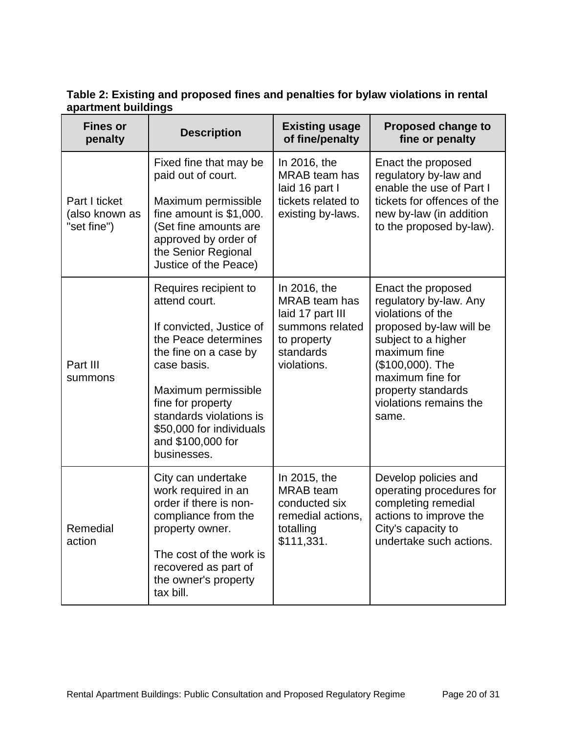**Table 2: Existing and proposed fines and penalties for bylaw violations in rental apartment buildings**

| Fines or penalty | Description | Existing usage of fine/penalty | Proposed change to fine or penalty |
|---|---|---|---|
| Part I ticket (also known as "set fine") | Fixed fine that may be paid out of court. <br><br> Maximum permissible fine amount is $1,000. (Set fine amounts are approved by order of the Senior Regional Justice of the Peace) | In 2016, the MRAB team has laid 16 part I tickets related to existing by-laws. | Enact the proposed regulatory by-law and enable the use of Part I tickets for offences of the new by-law (in addition to the proposed by-law). |
| Part III summons | Requires recipient to attend court. <br><br> If convicted, Justice of the Peace determines the fine on a case by case basis. <br><br> Maximum permissible fine for property standards violations is $50,000 for individuals and $100,000 for businesses. | In 2016, the MRAB team has laid 17 part III summons related to property standards violations. | Enact the proposed regulatory by-law. Any violations of the proposed by-law will be subject to a higher maximum fine ($100,000). The maximum fine for property standards violations remains the same. |
| Remedial action | City can undertake work required in an order if there is non-compliance from the property owner. <br><br> The cost of the work is recovered as part of the owner's property tax bill. | In 2015, the MRAB team conducted six remedial actions, totalling $111,331. | Develop policies and operating procedures for completing remedial actions to improve the City's capacity to undertake such actions. |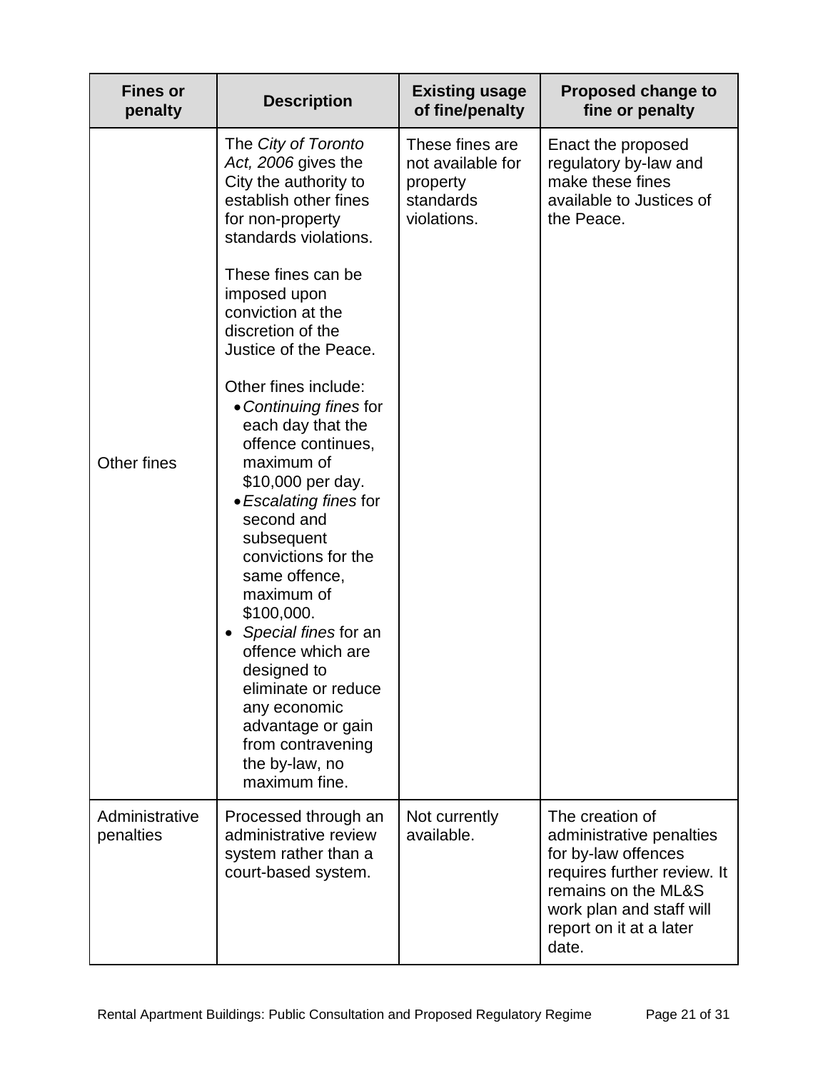| Fines or penalty | Description | Existing usage of fine/penalty | Proposed change to fine or penalty |
|---|---|---|---|
| Other fines | The *City of Toronto Act, 2006* gives the City the authority to establish other fines for non-property standards violations.<br><br>These fines can be imposed upon conviction at the discretion of the Justice of the Peace.<br><br>Other fines include:<br>• *Continuing fines* for each day that the offence continues, maximum of $10,000 per day.<br>• *Escalating fines* for second and subsequent convictions for the same offence, maximum of $100,000.<br>• *Special fines* for an offence which are designed to eliminate or reduce any economic advantage or gain from contravening the by-law, no maximum fine. | These fines are not available for property standards violations. | Enact the proposed regulatory by-law and make these fines available to Justices of the Peace. |
| Administrative penalties | Processed through an administrative review system rather than a court-based system. | Not currently available. | The creation of administrative penalties for by-law offences requires further review. It remains on the ML&S work plan and staff will report on it at a later date. |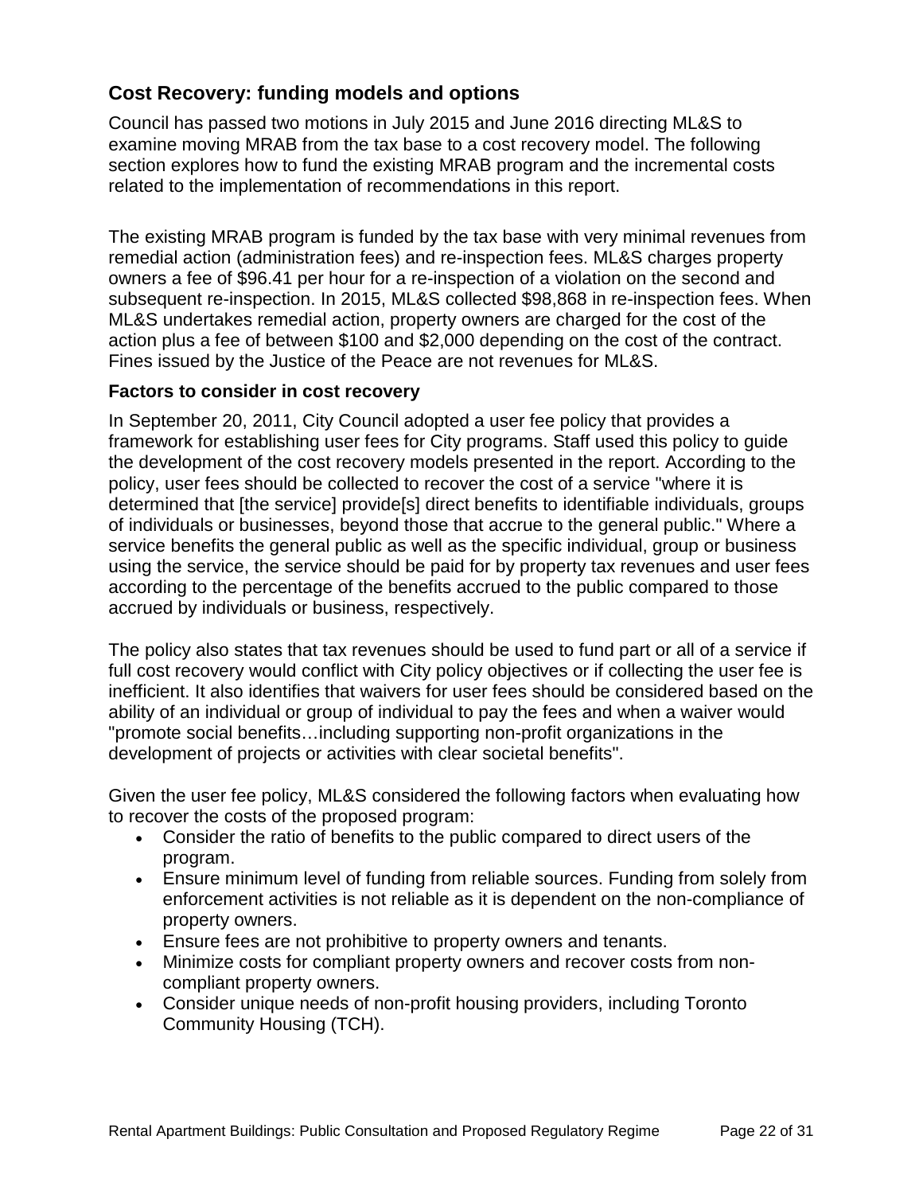## Cost Recovery: funding models and options

Council has passed two motions in July 2015 and June 2016 directing ML&S to examine moving MRAB from the tax base to a cost recovery model. The following section explores how to fund the existing MRAB program and the incremental costs related to the implementation of recommendations in this report.

The existing MRAB program is funded by the tax base with very minimal revenues from remedial action (administration fees) and re-inspection fees. ML&S charges property owners a fee of $96.41 per hour for a re-inspection of a violation on the second and subsequent re-inspection. In 2015, ML&S collected $98,868 in re-inspection fees. When ML&S undertakes remedial action, property owners are charged for the cost of the action plus a fee of between $100 and $2,000 depending on the cost of the contract. Fines issued by the Justice of the Peace are not revenues for ML&S.

### Factors to consider in cost recovery

In September 20, 2011, City Council adopted a user fee policy that provides a framework for establishing user fees for City programs. Staff used this policy to guide the development of the cost recovery models presented in the report. According to the policy, user fees should be collected to recover the cost of a service "where it is determined that [the service] provide[s] direct benefits to identifiable individuals, groups of individuals or businesses, beyond those that accrue to the general public." Where a service benefits the general public as well as the specific individual, group or business using the service, the service should be paid for by property tax revenues and user fees according to the percentage of the benefits accrued to the public compared to those accrued by individuals or business, respectively.

The policy also states that tax revenues should be used to fund part or all of a service if full cost recovery would conflict with City policy objectives or if collecting the user fee is inefficient. It also identifies that waivers for user fees should be considered based on the ability of an individual or group of individual to pay the fees and when a waiver would "promote social benefits…including supporting non-profit organizations in the development of projects or activities with clear societal benefits".

Given the user fee policy, ML&S considered the following factors when evaluating how to recover the costs of the proposed program:

- Consider the ratio of benefits to the public compared to direct users of the program.
- Ensure minimum level of funding from reliable sources. Funding from solely from enforcement activities is not reliable as it is dependent on the non-compliance of property owners.
- Ensure fees are not prohibitive to property owners and tenants.
- Minimize costs for compliant property owners and recover costs from non-compliant property owners.
- Consider unique needs of non-profit housing providers, including Toronto Community Housing (TCH).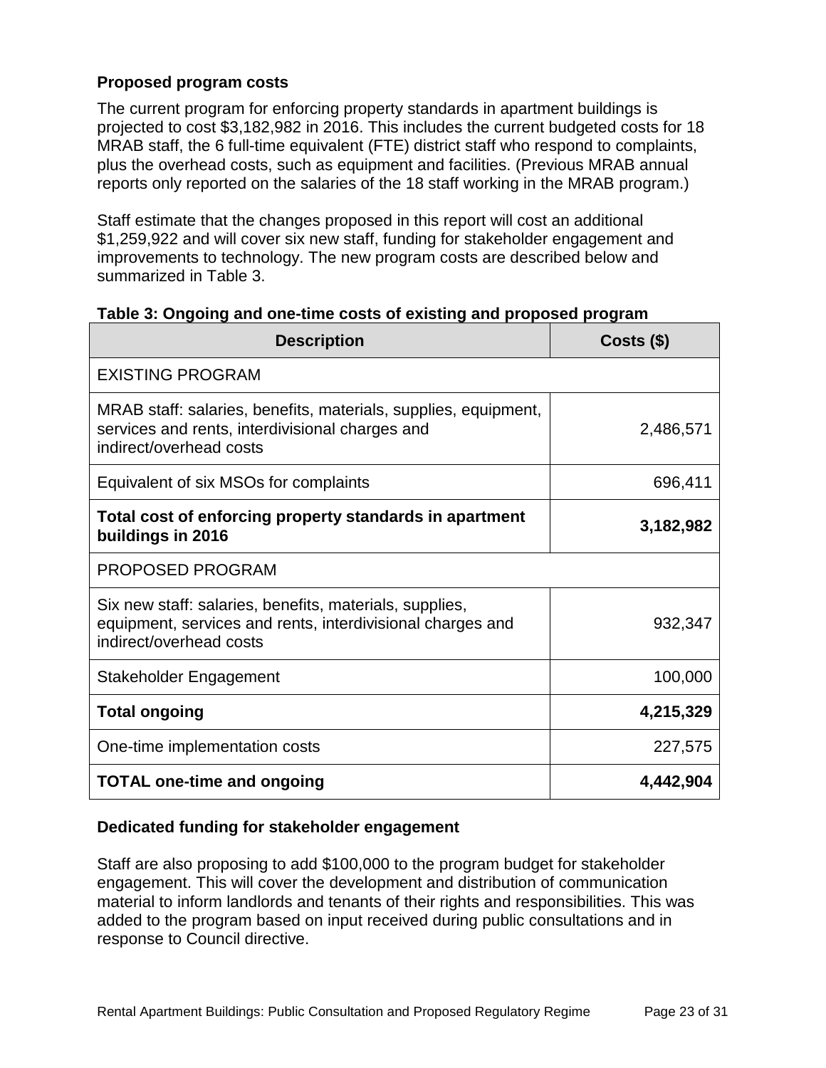### Proposed program costs

The current program for enforcing property standards in apartment buildings is projected to cost $3,182,982 in 2016. This includes the current budgeted costs for 18 MRAB staff, the 6 full-time equivalent (FTE) district staff who respond to complaints, plus the overhead costs, such as equipment and facilities. (Previous MRAB annual reports only reported on the salaries of the 18 staff working in the MRAB program.)

Staff estimate that the changes proposed in this report will cost an additional $1,259,922 and will cover six new staff, funding for stakeholder engagement and improvements to technology. The new program costs are described below and summarized in Table 3.

**Table 3: Ongoing and one-time costs of existing and proposed program**

| Description | Costs ($) |
|---|---:|
| EXISTING PROGRAM | |
| MRAB staff: salaries, benefits, materials, supplies, equipment, services and rents, interdivisional charges and indirect/overhead costs | 2,486,571 |
| Equivalent of six MSOs for complaints | 696,411 |
| **Total cost of enforcing property standards in apartment buildings in 2016** | **3,182,982** |
| PROPOSED PROGRAM | |
| Six new staff: salaries, benefits, materials, supplies, equipment, services and rents, interdivisional charges and indirect/overhead costs | 932,347 |
| Stakeholder Engagement | 100,000 |
| **Total ongoing** | **4,215,329** |
| One-time implementation costs | 227,575 |
| **TOTAL one-time and ongoing** | **4,442,904** |

### Dedicated funding for stakeholder engagement

Staff are also proposing to add $100,000 to the program budget for stakeholder engagement. This will cover the development and distribution of communication material to inform landlords and tenants of their rights and responsibilities. This was added to the program based on input received during public consultations and in response to Council directive.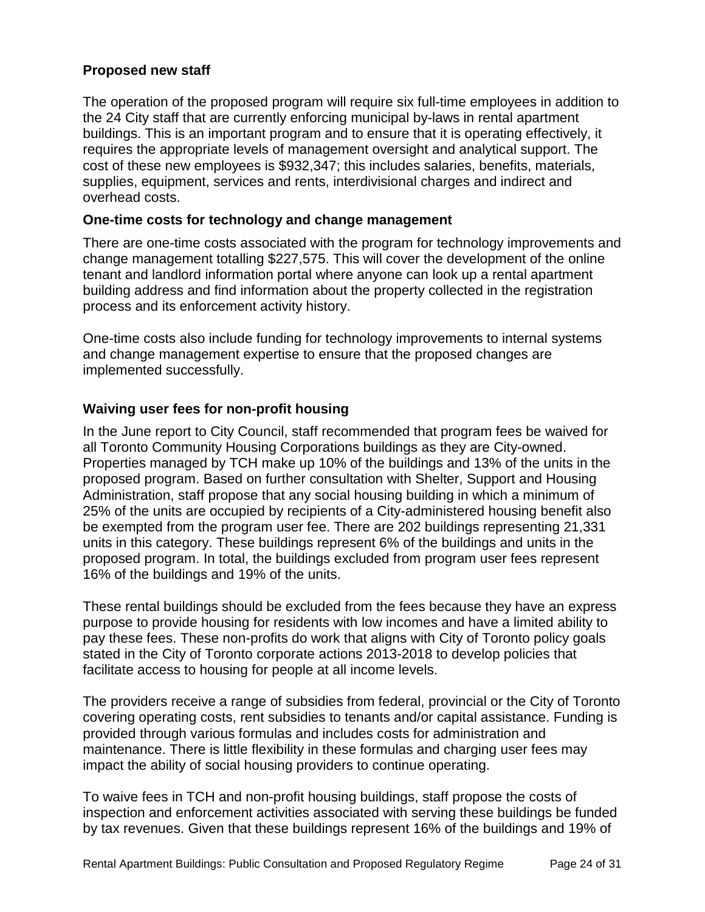### Proposed new staff

The operation of the proposed program will require six full-time employees in addition to the 24 City staff that are currently enforcing municipal by-laws in rental apartment buildings. This is an important program and to ensure that it is operating effectively, it requires the appropriate levels of management oversight and analytical support. The cost of these new employees is $932,347; this includes salaries, benefits, materials, supplies, equipment, services and rents, interdivisional charges and indirect and overhead costs.

### One-time costs for technology and change management

There are one-time costs associated with the program for technology improvements and change management totalling $227,575. This will cover the development of the online tenant and landlord information portal where anyone can look up a rental apartment building address and find information about the property collected in the registration process and its enforcement activity history.

One-time costs also include funding for technology improvements to internal systems and change management expertise to ensure that the proposed changes are implemented successfully.

### Waiving user fees for non-profit housing

In the June report to City Council, staff recommended that program fees be waived for all Toronto Community Housing Corporations buildings as they are City-owned. Properties managed by TCH make up 10% of the buildings and 13% of the units in the proposed program. Based on further consultation with Shelter, Support and Housing Administration, staff propose that any social housing building in which a minimum of 25% of the units are occupied by recipients of a City-administered housing benefit also be exempted from the program user fee. There are 202 buildings representing 21,331 units in this category. These buildings represent 6% of the buildings and units in the proposed program. In total, the buildings excluded from program user fees represent 16% of the buildings and 19% of the units.

These rental buildings should be excluded from the fees because they have an express purpose to provide housing for residents with low incomes and have a limited ability to pay these fees. These non-profits do work that aligns with City of Toronto policy goals stated in the City of Toronto corporate actions 2013-2018 to develop policies that facilitate access to housing for people at all income levels.

The providers receive a range of subsidies from federal, provincial or the City of Toronto covering operating costs, rent subsidies to tenants and/or capital assistance. Funding is provided through various formulas and includes costs for administration and maintenance. There is little flexibility in these formulas and charging user fees may impact the ability of social housing providers to continue operating.

To waive fees in TCH and non-profit housing buildings, staff propose the costs of inspection and enforcement activities associated with serving these buildings be funded by tax revenues. Given that these buildings represent 16% of the buildings and 19% of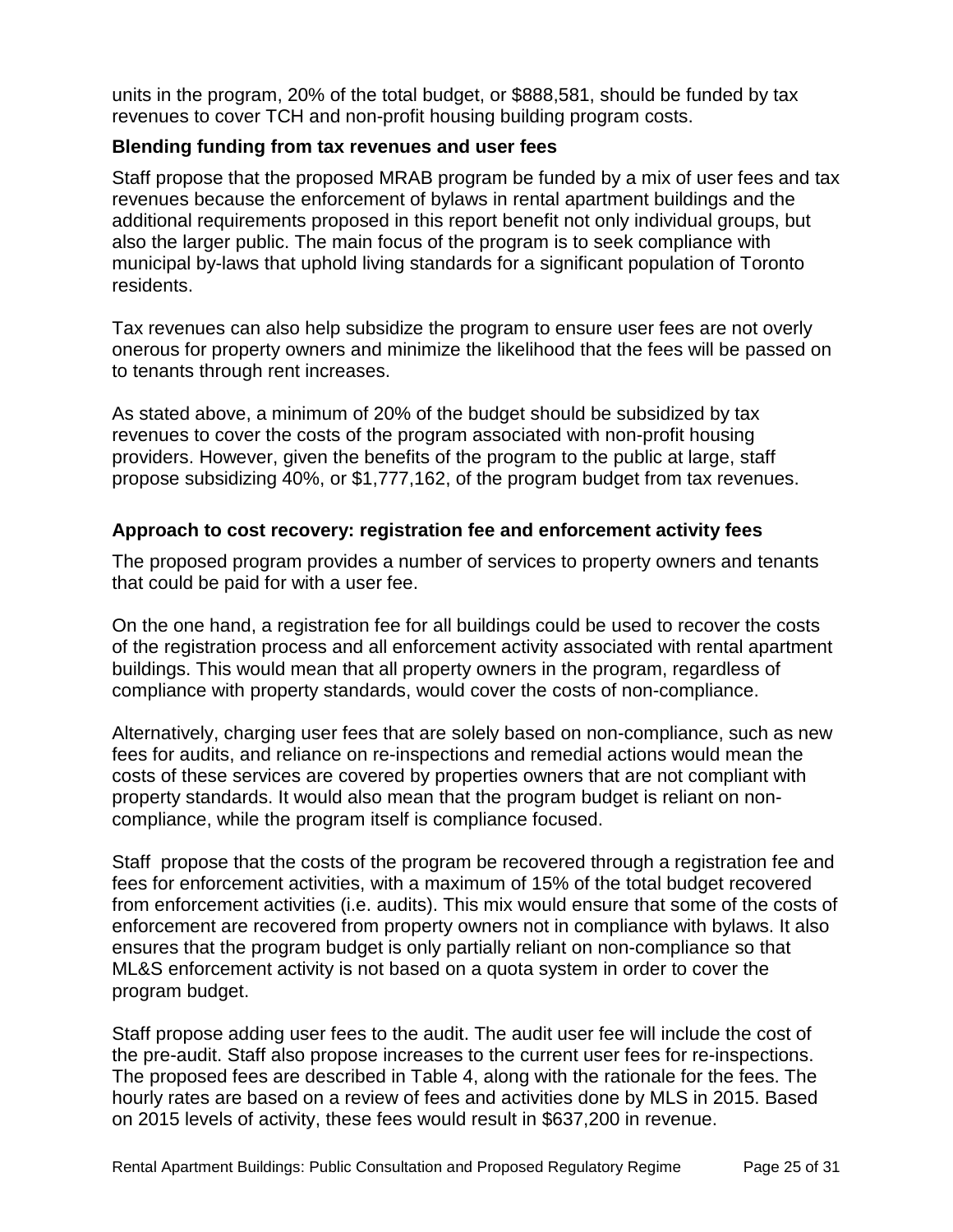units in the program, 20% of the total budget, or $888,581, should be funded by tax revenues to cover TCH and non-profit housing building program costs.

### Blending funding from tax revenues and user fees

Staff propose that the proposed MRAB program be funded by a mix of user fees and tax revenues because the enforcement of bylaws in rental apartment buildings and the additional requirements proposed in this report benefit not only individual groups, but also the larger public. The main focus of the program is to seek compliance with municipal by-laws that uphold living standards for a significant population of Toronto residents.

Tax revenues can also help subsidize the program to ensure user fees are not overly onerous for property owners and minimize the likelihood that the fees will be passed on to tenants through rent increases.

As stated above, a minimum of 20% of the budget should be subsidized by tax revenues to cover the costs of the program associated with non-profit housing providers. However, given the benefits of the program to the public at large, staff propose subsidizing 40%, or $1,777,162, of the program budget from tax revenues.

### Approach to cost recovery: registration fee and enforcement activity fees

The proposed program provides a number of services to property owners and tenants that could be paid for with a user fee.

On the one hand, a registration fee for all buildings could be used to recover the costs of the registration process and all enforcement activity associated with rental apartment buildings. This would mean that all property owners in the program, regardless of compliance with property standards, would cover the costs of non-compliance.

Alternatively, charging user fees that are solely based on non-compliance, such as new fees for audits, and reliance on re-inspections and remedial actions would mean the costs of these services are covered by properties owners that are not compliant with property standards. It would also mean that the program budget is reliant on non-compliance, while the program itself is compliance focused.

Staff propose that the costs of the program be recovered through a registration fee and fees for enforcement activities, with a maximum of 15% of the total budget recovered from enforcement activities (i.e. audits). This mix would ensure that some of the costs of enforcement are recovered from property owners not in compliance with bylaws. It also ensures that the program budget is only partially reliant on non-compliance so that ML&S enforcement activity is not based on a quota system in order to cover the program budget.

Staff propose adding user fees to the audit. The audit user fee will include the cost of the pre-audit. Staff also propose increases to the current user fees for re-inspections. The proposed fees are described in Table 4, along with the rationale for the fees. The hourly rates are based on a review of fees and activities done by MLS in 2015. Based on 2015 levels of activity, these fees would result in $637,200 in revenue.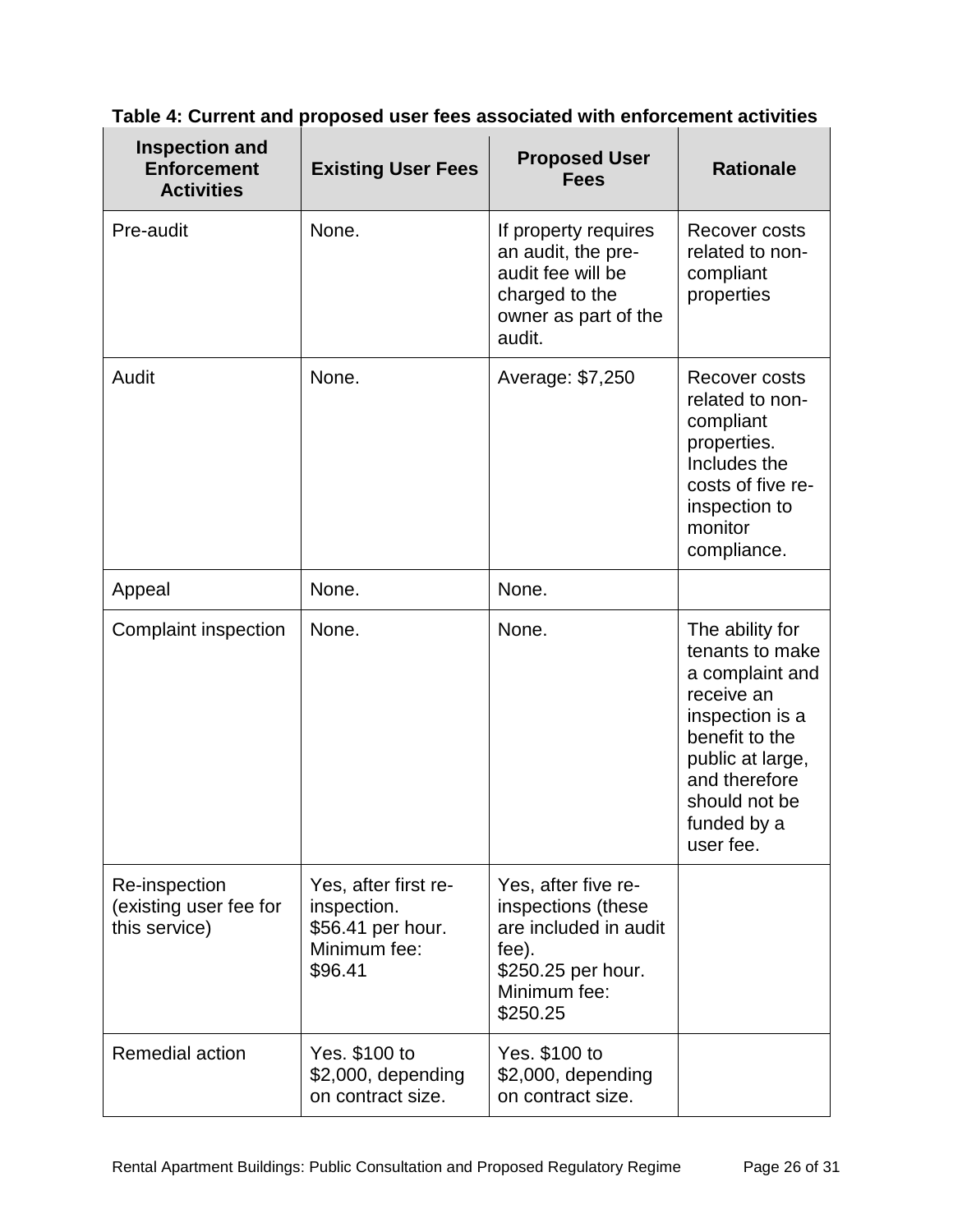**Table 4: Current and proposed user fees associated with enforcement activities**

| Inspection and Enforcement Activities | Existing User Fees | Proposed User Fees | Rationale |
|---|---|---|---|
| Pre-audit | None. | If property requires an audit, the pre-audit fee will be charged to the owner as part of the audit. | Recover costs related to non-compliant properties |
| Audit | None. | Average: $7,250 | Recover costs related to non-compliant properties. Includes the costs of five re-inspection to monitor compliance. |
| Appeal | None. | None. | |
| Complaint inspection | None. | None. | The ability for tenants to make a complaint and receive an inspection is a benefit to the public at large, and therefore should not be funded by a user fee. |
| Re-inspection (existing user fee for this service) | Yes, after first re-inspection. $56.41 per hour. Minimum fee: $96.41 | Yes, after five re-inspections (these are included in audit fee). $250.25 per hour. Minimum fee: $250.25 | |
| Remedial action | Yes. $100 to $2,000, depending on contract size. | Yes. $100 to $2,000, depending on contract size. | |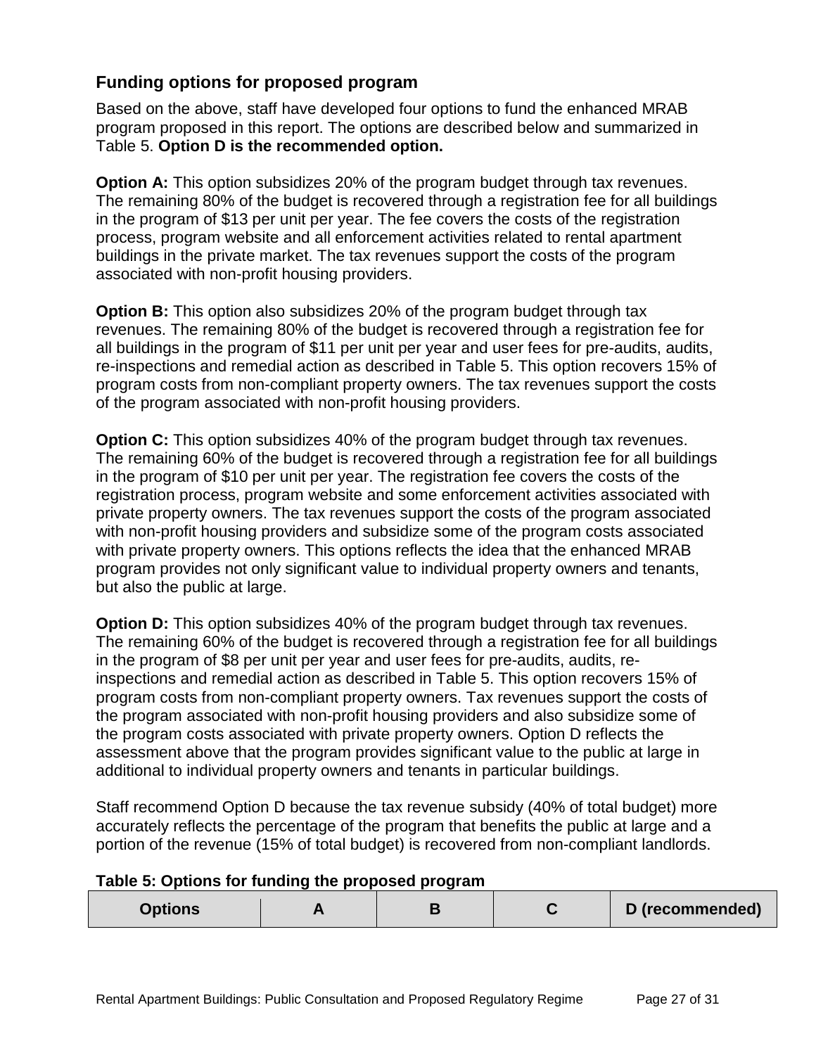## Funding options for proposed program

Based on the above, staff have developed four options to fund the enhanced MRAB program proposed in this report. The options are described below and summarized in Table 5. **Option D is the recommended option.**

**Option A:** This option subsidizes 20% of the program budget through tax revenues. The remaining 80% of the budget is recovered through a registration fee for all buildings in the program of $13 per unit per year. The fee covers the costs of the registration process, program website and all enforcement activities related to rental apartment buildings in the private market. The tax revenues support the costs of the program associated with non-profit housing providers.

**Option B:** This option also subsidizes 20% of the program budget through tax revenues. The remaining 80% of the budget is recovered through a registration fee for all buildings in the program of $11 per unit per year and user fees for pre-audits, audits, re-inspections and remedial action as described in Table 5. This option recovers 15% of program costs from non-compliant property owners. The tax revenues support the costs of the program associated with non-profit housing providers.

**Option C:** This option subsidizes 40% of the program budget through tax revenues. The remaining 60% of the budget is recovered through a registration fee for all buildings in the program of $10 per unit per year. The registration fee covers the costs of the registration process, program website and some enforcement activities associated with private property owners. The tax revenues support the costs of the program associated with non-profit housing providers and subsidize some of the program costs associated with private property owners. This options reflects the idea that the enhanced MRAB program provides not only significant value to individual property owners and tenants, but also the public at large.

**Option D:** This option subsidizes 40% of the program budget through tax revenues. The remaining 60% of the budget is recovered through a registration fee for all buildings in the program of $8 per unit per year and user fees for pre-audits, audits, re-inspections and remedial action as described in Table 5. This option recovers 15% of program costs from non-compliant property owners. Tax revenues support the costs of the program associated with non-profit housing providers and also subsidize some of the program costs associated with private property owners. Option D reflects the assessment above that the program provides significant value to the public at large in additional to individual property owners and tenants in particular buildings.

Staff recommend Option D because the tax revenue subsidy (40% of total budget) more accurately reflects the percentage of the program that benefits the public at large and a portion of the revenue (15% of total budget) is recovered from non-compliant landlords.

**Table 5: Options for funding the proposed program**

| Options | A | B | C | D (recommended) |
| --- | --- | --- | --- | --- |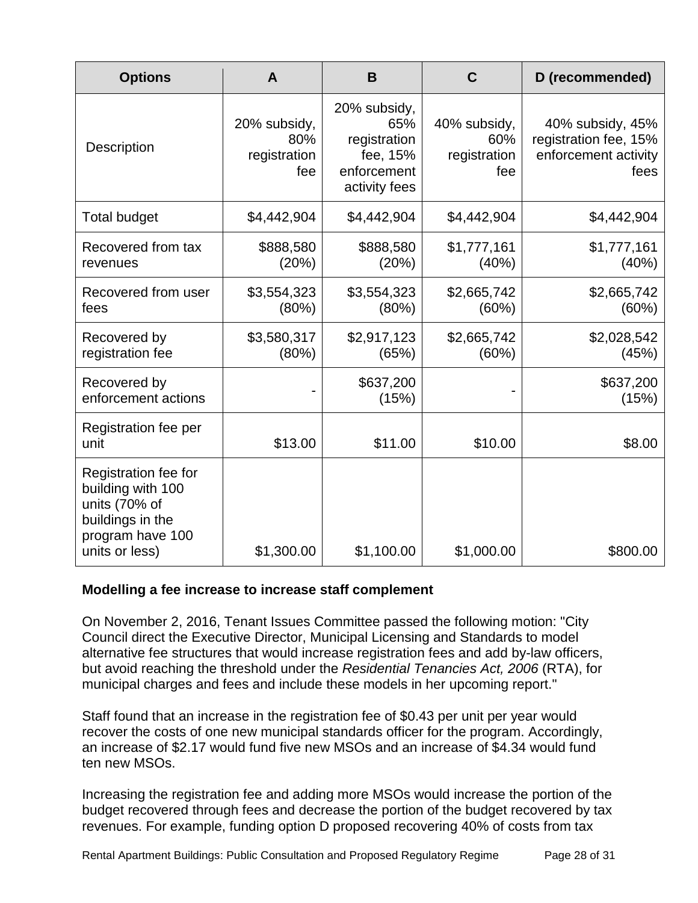| Options | A | B | C | D (recommended) |
|---|---|---|---|---|
| Description | 20% subsidy, 80% registration fee | 20% subsidy, 65% registration fee, 15% enforcement activity fees | 40% subsidy, 60% registration fee | 40% subsidy, 45% registration fee, 15% enforcement activity fees |
| Total budget | $4,442,904 | $4,442,904 | $4,442,904 | $4,442,904 |
| Recovered from tax revenues | $888,580 (20%) | $888,580 (20%) | $1,777,161 (40%) | $1,777,161 (40%) |
| Recovered from user fees | $3,554,323 (80%) | $3,554,323 (80%) | $2,665,742 (60%) | $2,665,742 (60%) |
| Recovered by registration fee | $3,580,317 (80%) | $2,917,123 (65%) | $2,665,742 (60%) | $2,028,542 (45%) |
| Recovered by enforcement actions | - | $637,200 (15%) | - | $637,200 (15%) |
| Registration fee per unit | $13.00 | $11.00 | $10.00 | $8.00 |
| Registration fee for building with 100 units (70% of buildings in the program have 100 units or less) | $1,300.00 | $1,100.00 | $1,000.00 | $800.00 |

**Modelling a fee increase to increase staff complement**

On November 2, 2016, Tenant Issues Committee passed the following motion: "City Council direct the Executive Director, Municipal Licensing and Standards to model alternative fee structures that would increase registration fees and add by-law officers, but avoid reaching the threshold under the *Residential Tenancies Act, 2006* (RTA), for municipal charges and fees and include these models in her upcoming report."

Staff found that an increase in the registration fee of $0.43 per unit per year would recover the costs of one new municipal standards officer for the program. Accordingly, an increase of $2.17 would fund five new MSOs and an increase of $4.34 would fund ten new MSOs.

Increasing the registration fee and adding more MSOs would increase the portion of the budget recovered through fees and decrease the portion of the budget recovered by tax revenues. For example, funding option D proposed recovering 40% of costs from tax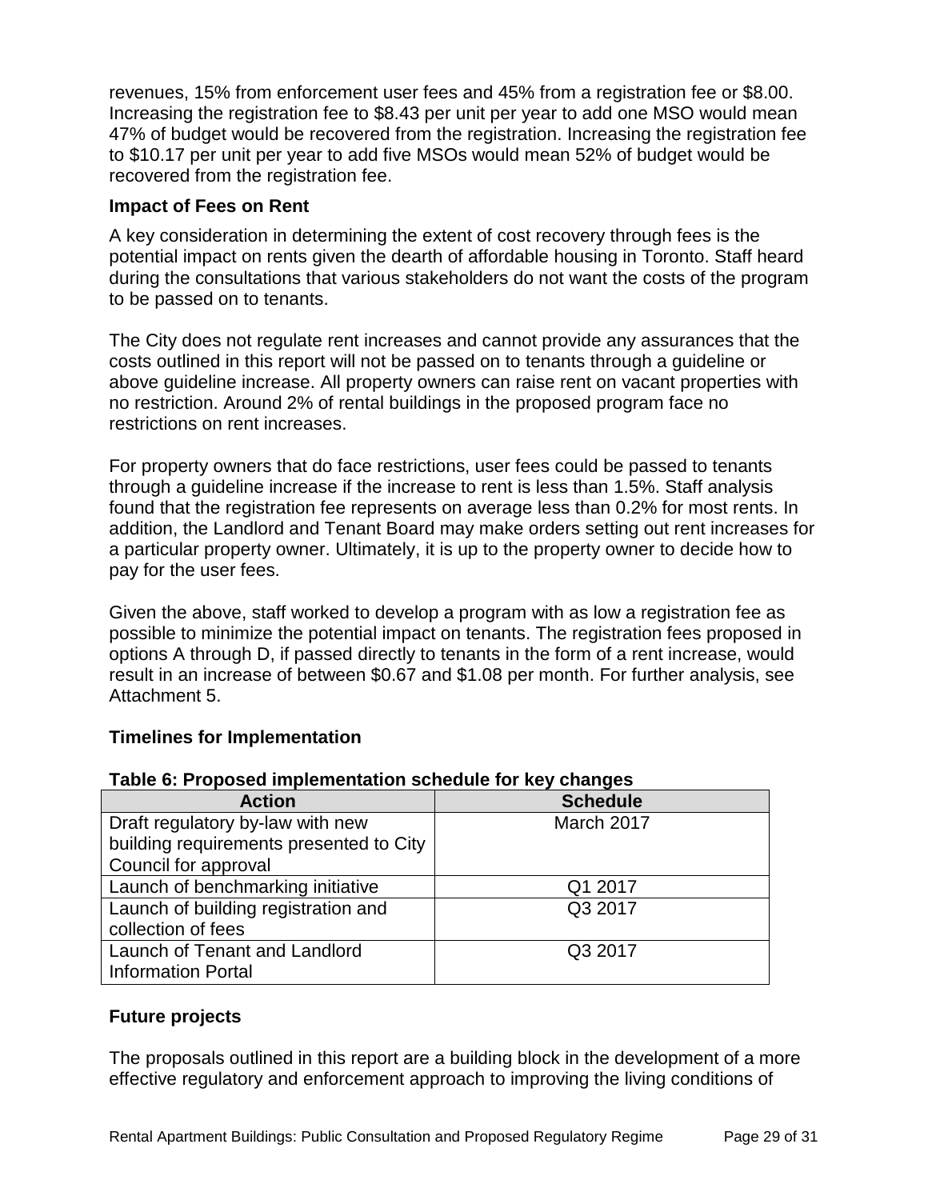revenues, 15% from enforcement user fees and 45% from a registration fee or $8.00. Increasing the registration fee to $8.43 per unit per year to add one MSO would mean 47% of budget would be recovered from the registration. Increasing the registration fee to $10.17 per unit per year to add five MSOs would mean 52% of budget would be recovered from the registration fee.

**Impact of Fees on Rent**

A key consideration in determining the extent of cost recovery through fees is the potential impact on rents given the dearth of affordable housing in Toronto. Staff heard during the consultations that various stakeholders do not want the costs of the program to be passed on to tenants.

The City does not regulate rent increases and cannot provide any assurances that the costs outlined in this report will not be passed on to tenants through a guideline or above guideline increase. All property owners can raise rent on vacant properties with no restriction. Around 2% of rental buildings in the proposed program face no restrictions on rent increases.

For property owners that do face restrictions, user fees could be passed to tenants through a guideline increase if the increase to rent is less than 1.5%. Staff analysis found that the registration fee represents on average less than 0.2% for most rents. In addition, the Landlord and Tenant Board may make orders setting out rent increases for a particular property owner. Ultimately, it is up to the property owner to decide how to pay for the user fees.

Given the above, staff worked to develop a program with as low a registration fee as possible to minimize the potential impact on tenants. The registration fees proposed in options A through D, if passed directly to tenants in the form of a rent increase, would result in an increase of between $0.67 and $1.08 per month. For further analysis, see Attachment 5.

**Timelines for Implementation**

**Table 6: Proposed implementation schedule for key changes**

| Action | Schedule |
| --- | --- |
| Draft regulatory by-law with new building requirements presented to City Council for approval | March 2017 |
| Launch of benchmarking initiative | Q1 2017 |
| Launch of building registration and collection of fees | Q3 2017 |
| Launch of Tenant and Landlord Information Portal | Q3 2017 |

**Future projects**

The proposals outlined in this report are a building block in the development of a more effective regulatory and enforcement approach to improving the living conditions of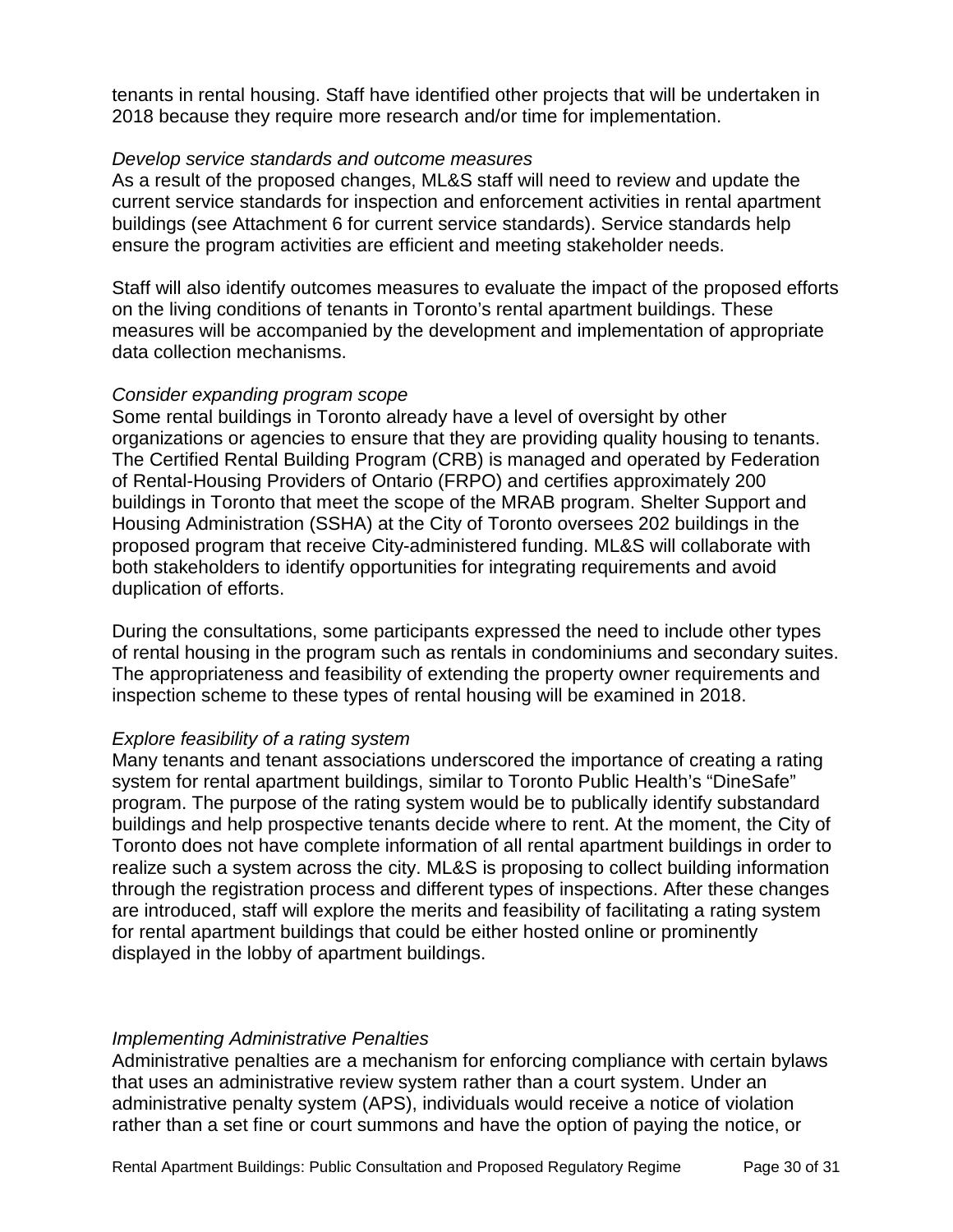tenants in rental housing. Staff have identified other projects that will be undertaken in 2018 because they require more research and/or time for implementation.

*Develop service standards and outcome measures*
As a result of the proposed changes, ML&S staff will need to review and update the current service standards for inspection and enforcement activities in rental apartment buildings (see Attachment 6 for current service standards). Service standards help ensure the program activities are efficient and meeting stakeholder needs.

Staff will also identify outcomes measures to evaluate the impact of the proposed efforts on the living conditions of tenants in Toronto's rental apartment buildings. These measures will be accompanied by the development and implementation of appropriate data collection mechanisms.

*Consider expanding program scope*
Some rental buildings in Toronto already have a level of oversight by other organizations or agencies to ensure that they are providing quality housing to tenants. The Certified Rental Building Program (CRB) is managed and operated by Federation of Rental-Housing Providers of Ontario (FRPO) and certifies approximately 200 buildings in Toronto that meet the scope of the MRAB program. Shelter Support and Housing Administration (SSHA) at the City of Toronto oversees 202 buildings in the proposed program that receive City-administered funding. ML&S will collaborate with both stakeholders to identify opportunities for integrating requirements and avoid duplication of efforts.

During the consultations, some participants expressed the need to include other types of rental housing in the program such as rentals in condominiums and secondary suites. The appropriateness and feasibility of extending the property owner requirements and inspection scheme to these types of rental housing will be examined in 2018.

*Explore feasibility of a rating system*
Many tenants and tenant associations underscored the importance of creating a rating system for rental apartment buildings, similar to Toronto Public Health's "DineSafe" program. The purpose of the rating system would be to publically identify substandard buildings and help prospective tenants decide where to rent. At the moment, the City of Toronto does not have complete information of all rental apartment buildings in order to realize such a system across the city. ML&S is proposing to collect building information through the registration process and different types of inspections. After these changes are introduced, staff will explore the merits and feasibility of facilitating a rating system for rental apartment buildings that could be either hosted online or prominently displayed in the lobby of apartment buildings.

*Implementing Administrative Penalties*
Administrative penalties are a mechanism for enforcing compliance with certain bylaws that uses an administrative review system rather than a court system. Under an administrative penalty system (APS), individuals would receive a notice of violation rather than a set fine or court summons and have the option of paying the notice, or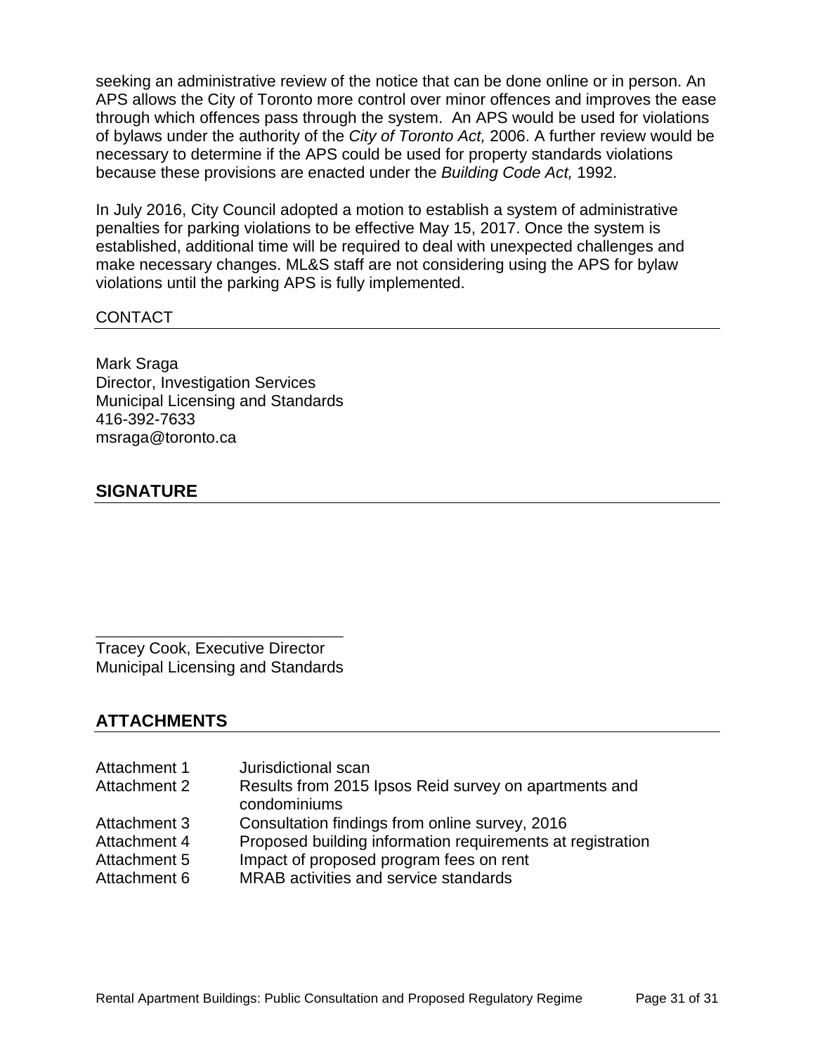seeking an administrative review of the notice that can be done online or in person. An APS allows the City of Toronto more control over minor offences and improves the ease through which offences pass through the system. An APS would be used for violations of bylaws under the authority of the *City of Toronto Act,* 2006. A further review would be necessary to determine if the APS could be used for property standards violations because these provisions are enacted under the *Building Code Act,* 1992.

In July 2016, City Council adopted a motion to establish a system of administrative penalties for parking violations to be effective May 15, 2017. Once the system is established, additional time will be required to deal with unexpected challenges and make necessary changes. ML&S staff are not considering using the APS for bylaw violations until the parking APS is fully implemented.

## CONTACT

Mark Sraga
Director, Investigation Services
Municipal Licensing and Standards
416-392-7633
msraga@toronto.ca

## SIGNATURE

_______________________________
Tracey Cook, Executive Director
Municipal Licensing and Standards

## ATTACHMENTS

| | |
|---|---|
| Attachment 1 | Jurisdictional scan |
| Attachment 2 | Results from 2015 Ipsos Reid survey on apartments and condominiums |
| Attachment 3 | Consultation findings from online survey, 2016 |
| Attachment 4 | Proposed building information requirements at registration |
| Attachment 5 | Impact of proposed program fees on rent |
| Attachment 6 | MRAB activities and service standards |